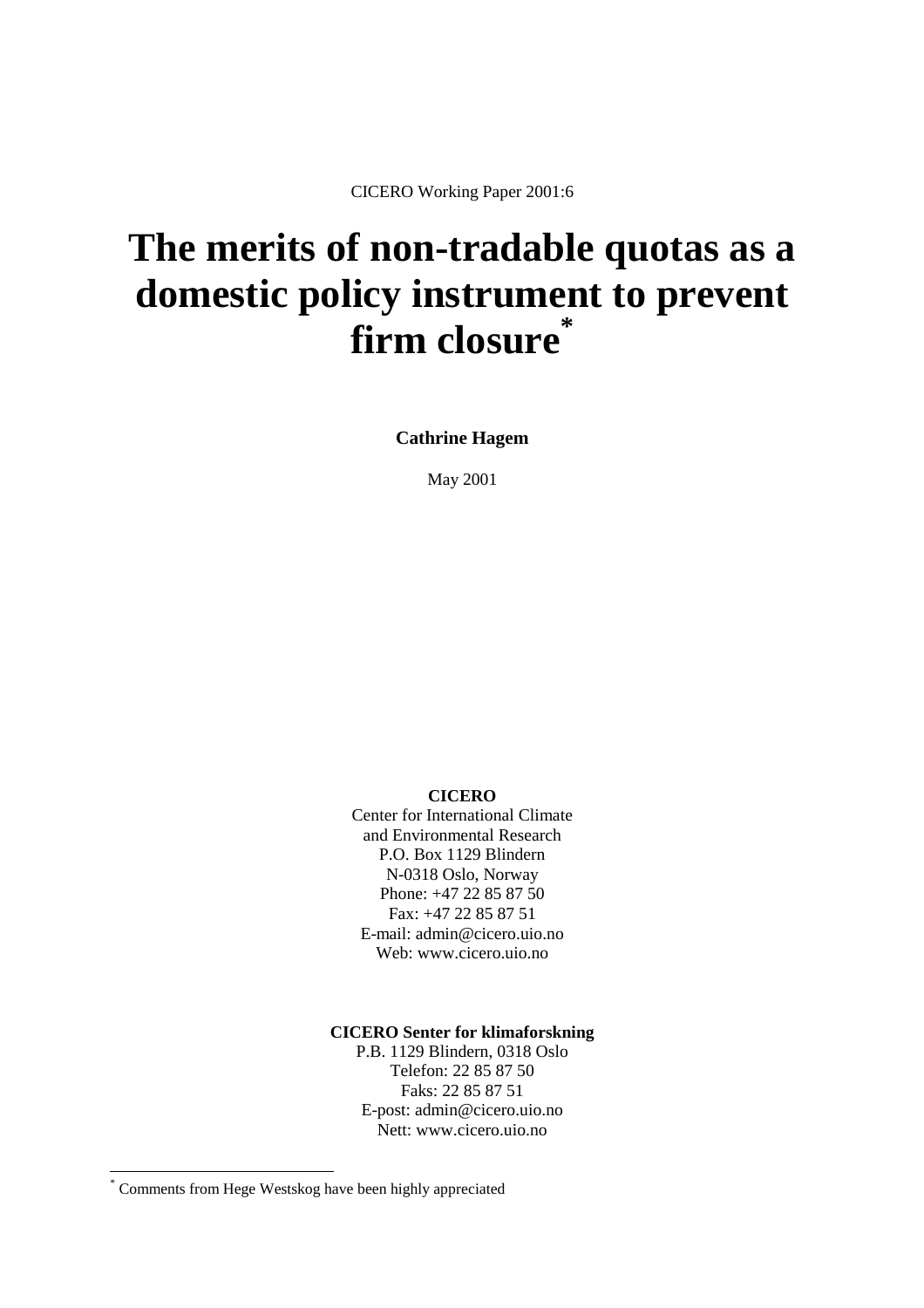CICERO Working Paper 2001:6

# The merits of non-tradable quotas as a domestic policy instrument to prevent firm closure*

**Cathrine Hagem**

May 2001

**CICERO**

Center for International Climate
and Environmental Research
P.O. Box 1129 Blindern
N-0318 Oslo, Norway
Phone: +47 22 85 87 50
Fax: +47 22 85 87 51
E-mail: admin@cicero.uio.no
Web: www.cicero.uio.no

**CICERO Senter for klimaforskning**

P.B. 1129 Blindern, 0318 Oslo
Telefon: 22 85 87 50
Faks: 22 85 87 51
E-post: admin@cicero.uio.no
Nett: www.cicero.uio.no

---

* Comments from Hege Westskog have been highly appreciated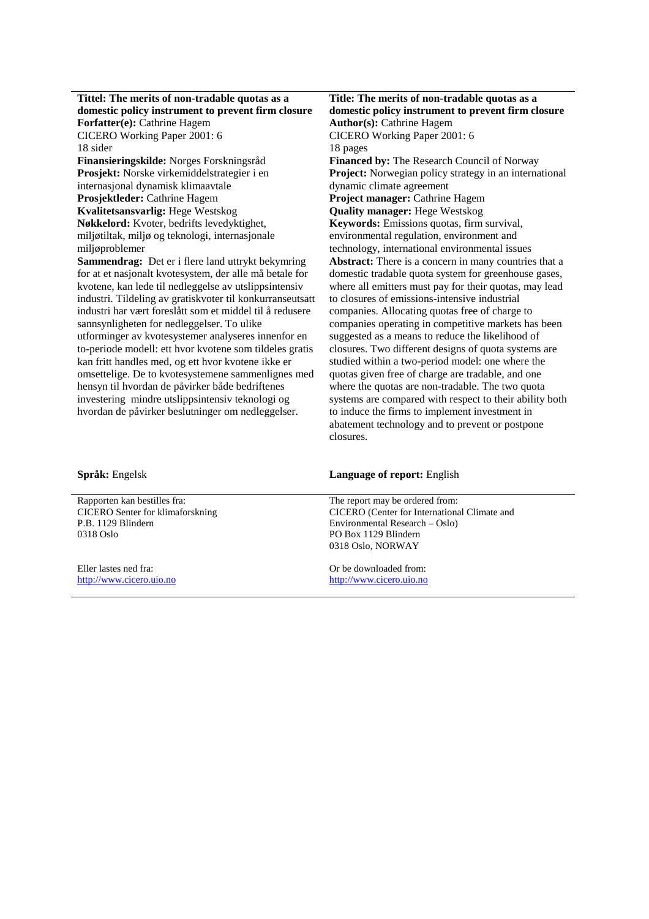**Tittel: The merits of non-tradable quotas as a domestic policy instrument to prevent firm closure**
**Forfatter(e):** Cathrine Hagem
CICERO Working Paper 2001: 6
18 sider
**Finansieringskilde:** Norges Forskningsråd
**Prosjekt:** Norske virkemiddelstrategier i en internasjonal dynamisk klimaavtale
**Prosjektleder:** Cathrine Hagem
**Kvalitetsansvarlig:** Hege Westskog
**Nøkkelord:** Kvoter, bedrifts levedyktighet, miljøtiltak, miljø og teknologi, internasjonale miljøproblemer
**Sammendrag:** Det er i flere land uttrykt bekymring for at et nasjonalt kvotesystem, der alle må betale for kvotene, kan lede til nedleggelse av utslippsintensiv industri. Tildeling av gratiskvoter til konkurranseutsatt industri har vært foreslått som et middel til å redusere sannsynligheten for nedleggelser. To ulike utforminger av kvotesystemer analyseres innenfor en to-periode modell: ett hvor kvotene som tildeles gratis kan fritt handles med, og ett hvor kvotene ikke er omsettelige. De to kvotesystemene sammenlignes med hensyn til hvordan de påvirker både bedriftenes investering mindre utslippsintensiv teknologi og hvordan de påvirker beslutninger om nedleggelser.

**Språk:** Engelsk

Rapporten kan bestilles fra:
CICERO Senter for klimaforskning
P.B. 1129 Blindern
0318 Oslo

Eller lastes ned fra:
http://www.cicero.uio.no

---

**Title: The merits of non-tradable quotas as a domestic policy instrument to prevent firm closure**
**Author(s):** Cathrine Hagem
CICERO Working Paper 2001: 6
18 pages
**Financed by:** The Research Council of Norway
**Project:** Norwegian policy strategy in an international dynamic climate agreement
**Project manager:** Cathrine Hagem
**Quality manager:** Hege Westskog
**Keywords:** Emissions quotas, firm survival, environmental regulation, environment and technology, international environmental issues
**Abstract:** There is a concern in many countries that a domestic tradable quota system for greenhouse gases, where all emitters must pay for their quotas, may lead to closures of emissions-intensive industrial companies. Allocating quotas free of charge to companies operating in competitive markets has been suggested as a means to reduce the likelihood of closures. Two different designs of quota systems are studied within a two-period model: one where the quotas given free of charge are tradable, and one where the quotas are non-tradable. The two quota systems are compared with respect to their ability both to induce the firms to implement investment in abatement technology and to prevent or postpone closures.

**Language of report:** English

The report may be ordered from:
CICERO (Center for International Climate and Environmental Research – Oslo)
PO Box 1129 Blindern
0318 Oslo, NORWAY

Or be downloaded from:
http://www.cicero.uio.no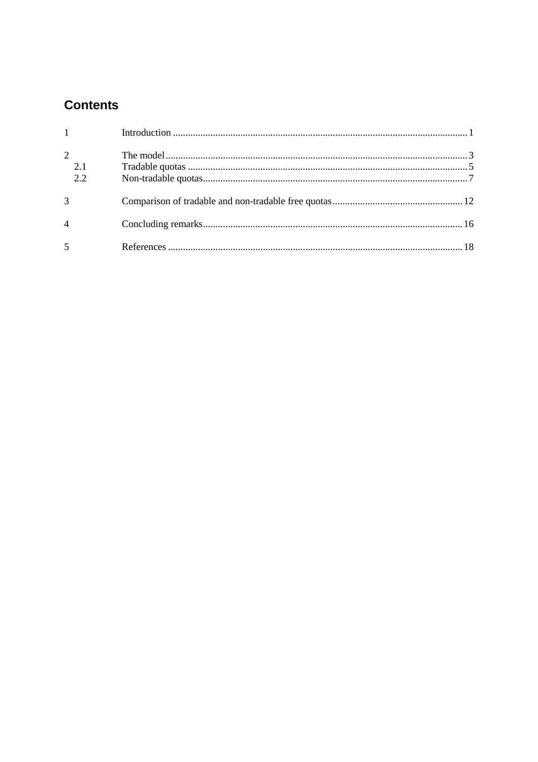# Contents

| | | |
|---|---|---|
| 1 | Introduction | 1 |
| 2 | The model | 3 |
| 2.1 | Tradable quotas | 5 |
| 2.2 | Non-tradable quotas | 7 |
| 3 | Comparison of tradable and non-tradable free quotas | 12 |
| 4 | Concluding remarks | 16 |
| 5 | References | 18 |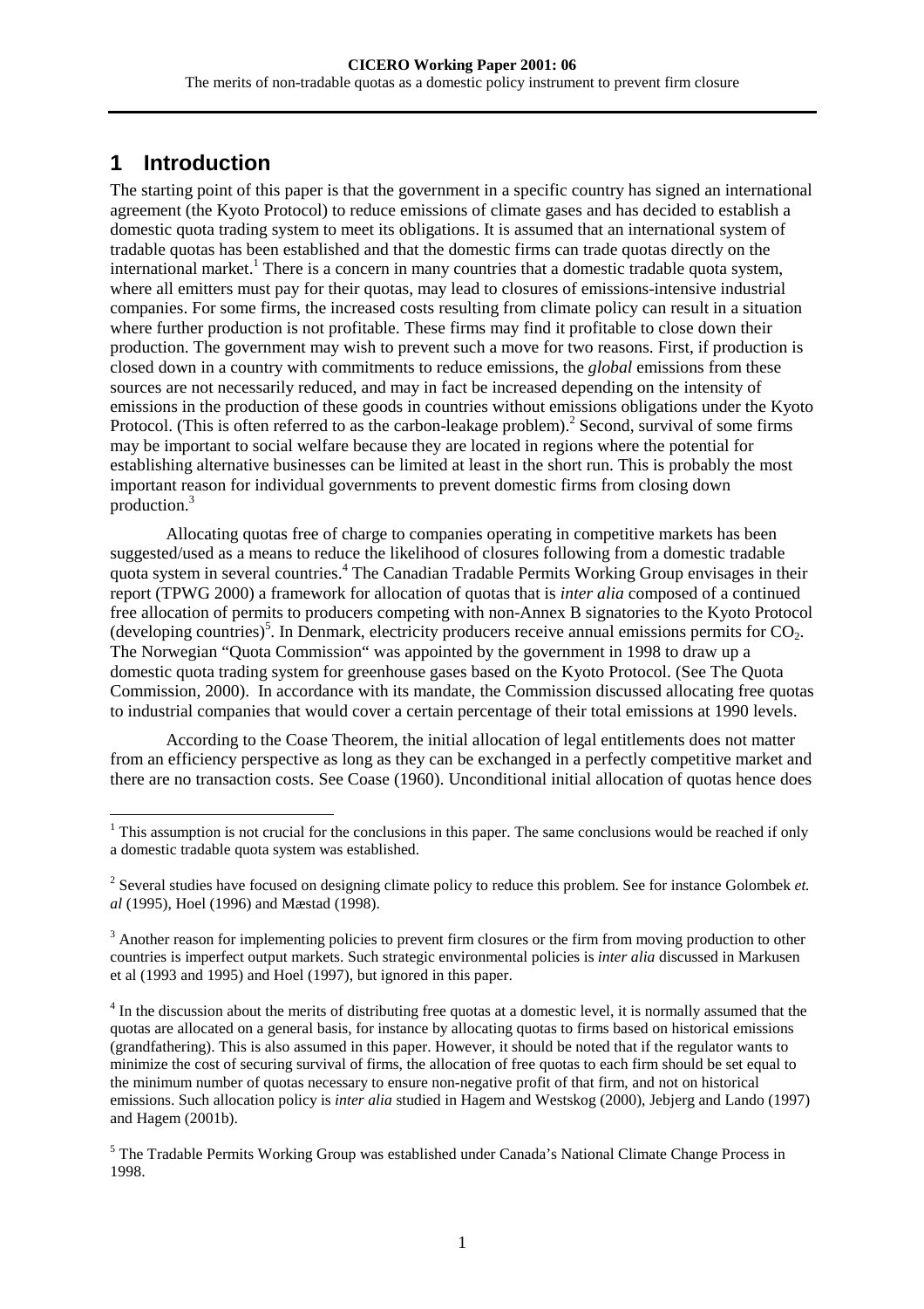# 1 Introduction

The starting point of this paper is that the government in a specific country has signed an international agreement (the Kyoto Protocol) to reduce emissions of climate gases and has decided to establish a domestic quota trading system to meet its obligations. It is assumed that an international system of tradable quotas has been established and that the domestic firms can trade quotas directly on the international market.[1] There is a concern in many countries that a domestic tradable quota system, where all emitters must pay for their quotas, may lead to closures of emissions-intensive industrial companies. For some firms, the increased costs resulting from climate policy can result in a situation where further production is not profitable. These firms may find it profitable to close down their production. The government may wish to prevent such a move for two reasons. First, if production is closed down in a country with commitments to reduce emissions, the *global* emissions from these sources are not necessarily reduced, and may in fact be increased depending on the intensity of emissions in the production of these goods in countries without emissions obligations under the Kyoto Protocol. (This is often referred to as the carbon-leakage problem).[2] Second, survival of some firms may be important to social welfare because they are located in regions where the potential for establishing alternative businesses can be limited at least in the short run. This is probably the most important reason for individual governments to prevent domestic firms from closing down production.[3]

Allocating quotas free of charge to companies operating in competitive markets has been suggested/used as a means to reduce the likelihood of closures following from a domestic tradable quota system in several countries.[4] The Canadian Tradable Permits Working Group envisages in their report (TPWG 2000) a framework for allocation of quotas that is *inter alia* composed of a continued free allocation of permits to producers competing with non-Annex B signatories to the Kyoto Protocol (developing countries)[5]. In Denmark, electricity producers receive annual emissions permits for $CO_2$. The Norwegian "Quota Commission" was appointed by the government in 1998 to draw up a domestic quota trading system for greenhouse gases based on the Kyoto Protocol. (See The Quota Commission, 2000). In accordance with its mandate, the Commission discussed allocating free quotas to industrial companies that would cover a certain percentage of their total emissions at 1990 levels.

According to the Coase Theorem, the initial allocation of legal entitlements does not matter from an efficiency perspective as long as they can be exchanged in a perfectly competitive market and there are no transaction costs. See Coase (1960). Unconditional initial allocation of quotas hence does

---

[1] This assumption is not crucial for the conclusions in this paper. The same conclusions would be reached if only a domestic tradable quota system was established.

[2] Several studies have focused on designing climate policy to reduce this problem. See for instance Golombek *et. al* (1995), Hoel (1996) and Mæstad (1998).

[3] Another reason for implementing policies to prevent firm closures or the firm from moving production to other countries is imperfect output markets. Such strategic environmental policies is *inter alia* discussed in Markusen et al (1993 and 1995) and Hoel (1997), but ignored in this paper.

[4] In the discussion about the merits of distributing free quotas at a domestic level, it is normally assumed that the quotas are allocated on a general basis, for instance by allocating quotas to firms based on historical emissions (grandfathering). This is also assumed in this paper. However, it should be noted that if the regulator wants to minimize the cost of securing survival of firms, the allocation of free quotas to each firm should be set equal to the minimum number of quotas necessary to ensure non-negative profit of that firm, and not on historical emissions. Such allocation policy is *inter alia* studied in Hagem and Westskog (2000), Jebjerg and Lando (1997) and Hagem (2001b).

[5] The Tradable Permits Working Group was established under Canada's National Climate Change Process in 1998.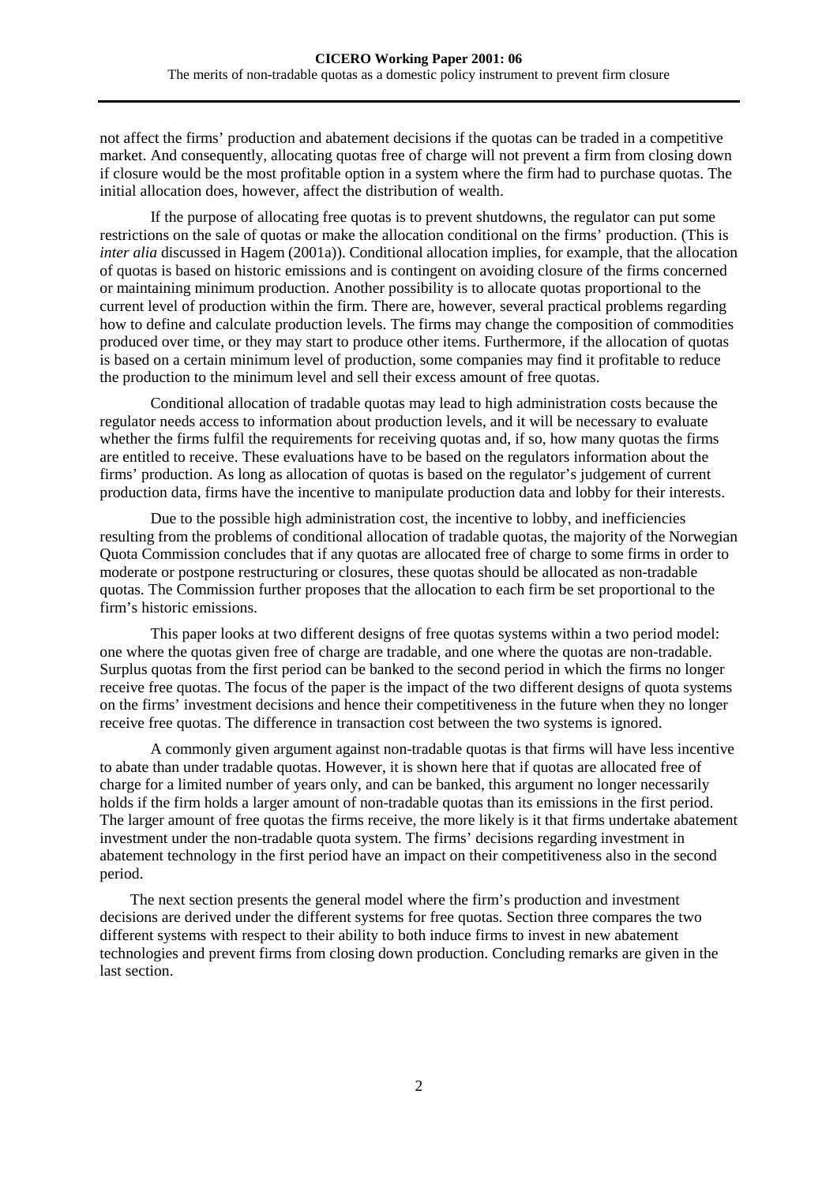not affect the firms' production and abatement decisions if the quotas can be traded in a competitive market. And consequently, allocating quotas free of charge will not prevent a firm from closing down if closure would be the most profitable option in a system where the firm had to purchase quotas. The initial allocation does, however, affect the distribution of wealth.

If the purpose of allocating free quotas is to prevent shutdowns, the regulator can put some restrictions on the sale of quotas or make the allocation conditional on the firms' production. (This is *inter alia* discussed in Hagem (2001a)). Conditional allocation implies, for example, that the allocation of quotas is based on historic emissions and is contingent on avoiding closure of the firms concerned or maintaining minimum production. Another possibility is to allocate quotas proportional to the current level of production within the firm. There are, however, several practical problems regarding how to define and calculate production levels. The firms may change the composition of commodities produced over time, or they may start to produce other items. Furthermore, if the allocation of quotas is based on a certain minimum level of production, some companies may find it profitable to reduce the production to the minimum level and sell their excess amount of free quotas.

Conditional allocation of tradable quotas may lead to high administration costs because the regulator needs access to information about production levels, and it will be necessary to evaluate whether the firms fulfil the requirements for receiving quotas and, if so, how many quotas the firms are entitled to receive. These evaluations have to be based on the regulators information about the firms' production. As long as allocation of quotas is based on the regulator's judgement of current production data, firms have the incentive to manipulate production data and lobby for their interests.

Due to the possible high administration cost, the incentive to lobby, and inefficiencies resulting from the problems of conditional allocation of tradable quotas, the majority of the Norwegian Quota Commission concludes that if any quotas are allocated free of charge to some firms in order to moderate or postpone restructuring or closures, these quotas should be allocated as non-tradable quotas. The Commission further proposes that the allocation to each firm be set proportional to the firm's historic emissions.

This paper looks at two different designs of free quotas systems within a two period model: one where the quotas given free of charge are tradable, and one where the quotas are non-tradable. Surplus quotas from the first period can be banked to the second period in which the firms no longer receive free quotas. The focus of the paper is the impact of the two different designs of quota systems on the firms' investment decisions and hence their competitiveness in the future when they no longer receive free quotas. The difference in transaction cost between the two systems is ignored.

A commonly given argument against non-tradable quotas is that firms will have less incentive to abate than under tradable quotas. However, it is shown here that if quotas are allocated free of charge for a limited number of years only, and can be banked, this argument no longer necessarily holds if the firm holds a larger amount of non-tradable quotas than its emissions in the first period. The larger amount of free quotas the firms receive, the more likely is it that firms undertake abatement investment under the non-tradable quota system. The firms' decisions regarding investment in abatement technology in the first period have an impact on their competitiveness also in the second period.

The next section presents the general model where the firm's production and investment decisions are derived under the different systems for free quotas. Section three compares the two different systems with respect to their ability to both induce firms to invest in new abatement technologies and prevent firms from closing down production. Concluding remarks are given in the last section.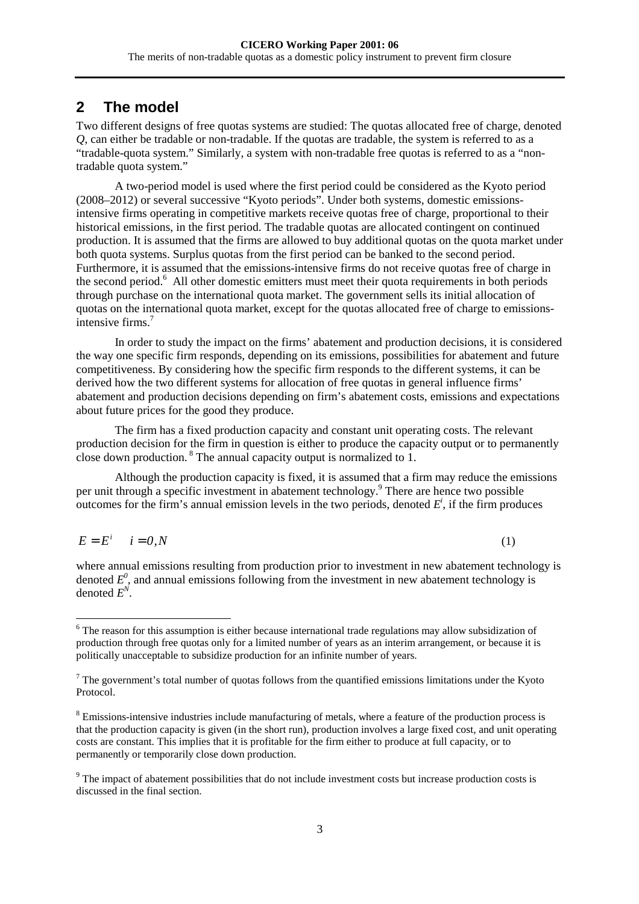## 2 The model

Two different designs of free quotas systems are studied: The quotas allocated free of charge, denoted $Q$, can either be tradable or non-tradable. If the quotas are tradable, the system is referred to as a "tradable-quota system." Similarly, a system with non-tradable free quotas is referred to as a "non-tradable quota system."

A two-period model is used where the first period could be considered as the Kyoto period (2008–2012) or several successive "Kyoto periods". Under both systems, domestic emissions-intensive firms operating in competitive markets receive quotas free of charge, proportional to their historical emissions, in the first period. The tradable quotas are allocated contingent on continued production. It is assumed that the firms are allowed to buy additional quotas on the quota market under both quota systems. Surplus quotas from the first period can be banked to the second period. Furthermore, it is assumed that the emissions-intensive firms do not receive quotas free of charge in the second period.[6] All other domestic emitters must meet their quota requirements in both periods through purchase on the international quota market. The government sells its initial allocation of quotas on the international quota market, except for the quotas allocated free of charge to emissions-intensive firms.[7]

In order to study the impact on the firms' abatement and production decisions, it is considered the way one specific firm responds, depending on its emissions, possibilities for abatement and future competitiveness. By considering how the specific firm responds to the different systems, it can be derived how the two different systems for allocation of free quotas in general influence firms' abatement and production decisions depending on firm's abatement costs, emissions and expectations about future prices for the good they produce.

The firm has a fixed production capacity and constant unit operating costs. The relevant production decision for the firm in question is either to produce the capacity output or to permanently close down production.[8] The annual capacity output is normalized to 1.

Although the production capacity is fixed, it is assumed that a firm may reduce the emissions per unit through a specific investment in abatement technology.[9] There are hence two possible outcomes for the firm's annual emission levels in the two periods, denoted $E^i$, if the firm produces

$$E = E^i \quad i = 0, N \tag{1}$$

where annual emissions resulting from production prior to investment in new abatement technology is denoted $E^0$, and annual emissions following from the investment in new abatement technology is denoted $E^N$.

---

[6] The reason for this assumption is either because international trade regulations may allow subsidization of production through free quotas only for a limited number of years as an interim arrangement, or because it is politically unacceptable to subsidize production for an infinite number of years.

[7] The government's total number of quotas follows from the quantified emissions limitations under the Kyoto Protocol.

[8] Emissions-intensive industries include manufacturing of metals, where a feature of the production process is that the production capacity is given (in the short run), production involves a large fixed cost, and unit operating costs are constant. This implies that it is profitable for the firm either to produce at full capacity, or to permanently or temporarily close down production.

[9] The impact of abatement possibilities that do not include investment costs but increase production costs is discussed in the final section.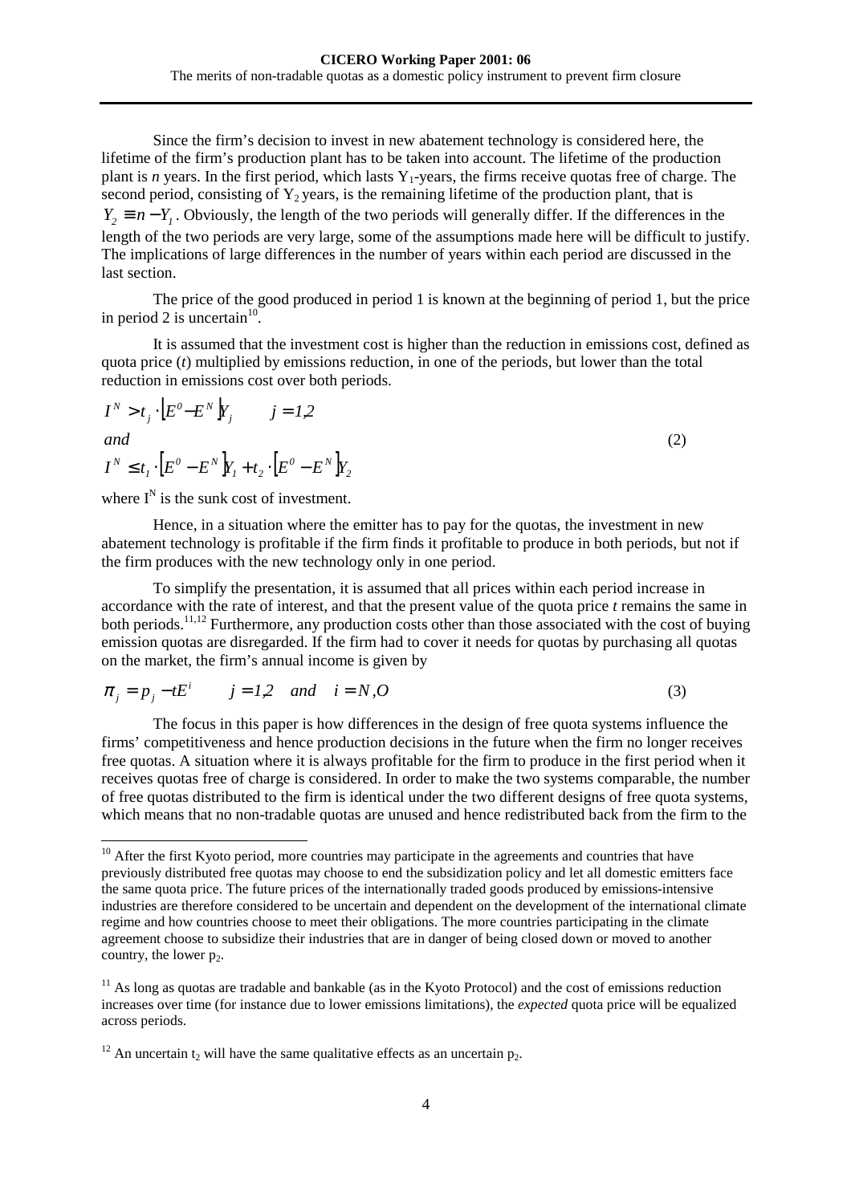Since the firm's decision to invest in new abatement technology is considered here, the lifetime of the firm's production plant has to be taken into account. The lifetime of the production plant is *n* years. In the first period, which lasts $Y_1$-years, the firms receive quotas free of charge. The second period, consisting of $Y_2$ years, is the remaining lifetime of the production plant, that is $Y_2 \equiv n - Y_1$. Obviously, the length of the two periods will generally differ. If the differences in the length of the two periods are very large, some of the assumptions made here will be difficult to justify. The implications of large differences in the number of years within each period are discussed in the last section.

The price of the good produced in period 1 is known at the beginning of period 1, but the price in period 2 is uncertain[10].

It is assumed that the investment cost is higher than the reduction in emissions cost, defined as quota price ($t$) multiplied by emissions reduction, in one of the periods, but lower than the total reduction in emissions cost over both periods.

$$
\begin{aligned}
& I^N > t_j \cdot \left[E^0 - E^N\right] Y_j \qquad j = 1,2 \\
& \textit{and} \\
& I^N \leq t_1 \cdot \left[E^0 - E^N\right] Y_1 + t_2 \cdot \left[E^0 - E^N\right] Y_2
\end{aligned}
\tag{2}
$$

where $I^N$ is the sunk cost of investment.

Hence, in a situation where the emitter has to pay for the quotas, the investment in new abatement technology is profitable if the firm finds it profitable to produce in both periods, but not if the firm produces with the new technology only in one period.

To simplify the presentation, it is assumed that all prices within each period increase in accordance with the rate of interest, and that the present value of the quota price *t* remains the same in both periods.[11,12] Furthermore, any production costs other than those associated with the cost of buying emission quotas are disregarded. If the firm had to cover it needs for quotas by purchasing all quotas on the market, the firm's annual income is given by

$$
\pi_j = p_j - tE^i \qquad j = 1,2 \quad \textit{and} \quad i = N, O \tag{3}
$$

The focus in this paper is how differences in the design of free quota systems influence the firms' competitiveness and hence production decisions in the future when the firm no longer receives free quotas. A situation where it is always profitable for the firm to produce in the first period when it receives quotas free of charge is considered. In order to make the two systems comparable, the number of free quotas distributed to the firm is identical under the two different designs of free quota systems, which means that no non-tradable quotas are unused and hence redistributed back from the firm to the

---

[10] After the first Kyoto period, more countries may participate in the agreements and countries that have previously distributed free quotas may choose to end the subsidization policy and let all domestic emitters face the same quota price. The future prices of the internationally traded goods produced by emissions-intensive industries are therefore considered to be uncertain and dependent on the development of the international climate regime and how countries choose to meet their obligations. The more countries participating in the climate agreement choose to subsidize their industries that are in danger of being closed down or moved to another country, the lower $p_2$.

[11] As long as quotas are tradable and bankable (as in the Kyoto Protocol) and the cost of emissions reduction increases over time (for instance due to lower emissions limitations), the *expected* quota price will be equalized across periods.

[12] An uncertain $t_2$ will have the same qualitative effects as an uncertain $p_2$.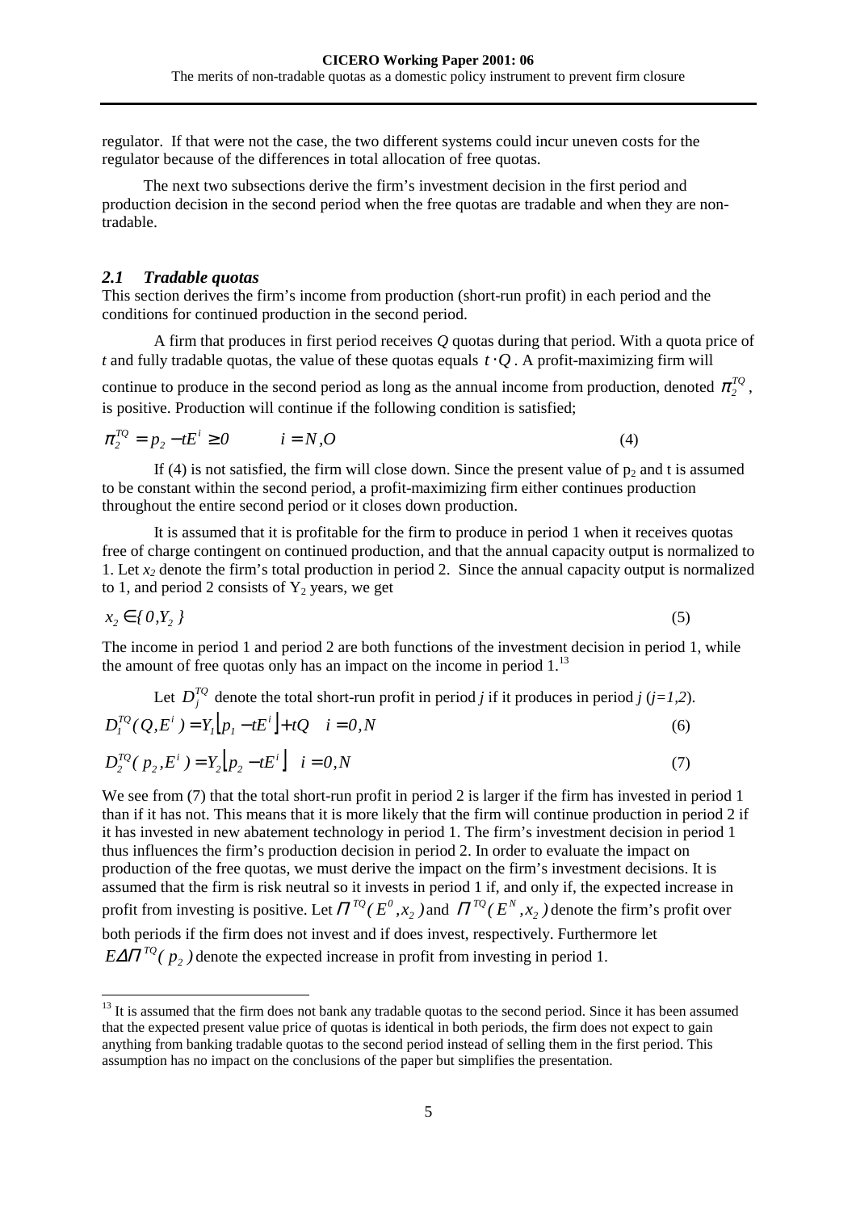regulator. If that were not the case, the two different systems could incur uneven costs for the regulator because of the differences in total allocation of free quotas.

The next two subsections derive the firm's investment decision in the first period and production decision in the second period when the free quotas are tradable and when they are non-tradable.

### *2.1 Tradable quotas*

This section derives the firm's income from production (short-run profit) in each period and the conditions for continued production in the second period.

A firm that produces in first period receives $Q$ quotas during that period. With a quota price of $t$ and fully tradable quotas, the value of these quotas equals $t \cdot Q$. A profit-maximizing firm will continue to produce in the second period as long as the annual income from production, denoted $\pi_2^{TQ}$, is positive. Production will continue if the following condition is satisfied;

$$\pi_2^{TQ} = p_2 - tE^i \geq 0 \qquad i = N,O \tag{4}$$

If (4) is not satisfied, the firm will close down. Since the present value of $p_2$ and t is assumed to be constant within the second period, a profit-maximizing firm either continues production throughout the entire second period or it closes down production.

It is assumed that it is profitable for the firm to produce in period 1 when it receives quotas free of charge contingent on continued production, and that the annual capacity output is normalized to 1. Let $x_2$ denote the firm's total production in period 2. Since the annual capacity output is normalized to 1, and period 2 consists of $Y_2$ years, we get

$$x_2 \in \{0, Y_2\} \tag{5}$$

The income in period 1 and period 2 are both functions of the investment decision in period 1, while the amount of free quotas only has an impact on the income in period 1.[13]

Let $D_j^{TQ}$ denote the total short-run profit in period *j* if it produces in period *j* (*j=1,2*).

$$D_1^{TQ}(Q, E^i) = Y_1 \lfloor p_1 - tE^i \rfloor + tQ \quad i = 0, N \tag{6}$$

$$D_2^{TQ}(p_2, E^i) = Y_2 \lfloor p_2 - tE^i \rfloor \quad i = 0, N \tag{7}$$

We see from (7) that the total short-run profit in period 2 is larger if the firm has invested in period 1 than if it has not. This means that it is more likely that the firm will continue production in period 2 if it has invested in new abatement technology in period 1. The firm's investment decision in period 1 thus influences the firm's production decision in period 2. In order to evaluate the impact on production of the free quotas, we must derive the impact on the firm's investment decisions. It is assumed that the firm is risk neutral so it invests in period 1 if, and only if, the expected increase in profit from investing is positive. Let $\Pi^{TQ}(E^0, x_2)$ and $\Pi^{TQ}(E^N, x_2)$ denote the firm's profit over both periods if the firm does not invest and if does invest, respectively. Furthermore let $E\Delta\Pi^{TQ}(p_2)$ denote the expected increase in profit from investing in period 1.

[13] It is assumed that the firm does not bank any tradable quotas to the second period. Since it has been assumed that the expected present value price of quotas is identical in both periods, the firm does not expect to gain anything from banking tradable quotas to the second period instead of selling them in the first period. This assumption has no impact on the conclusions of the paper but simplifies the presentation.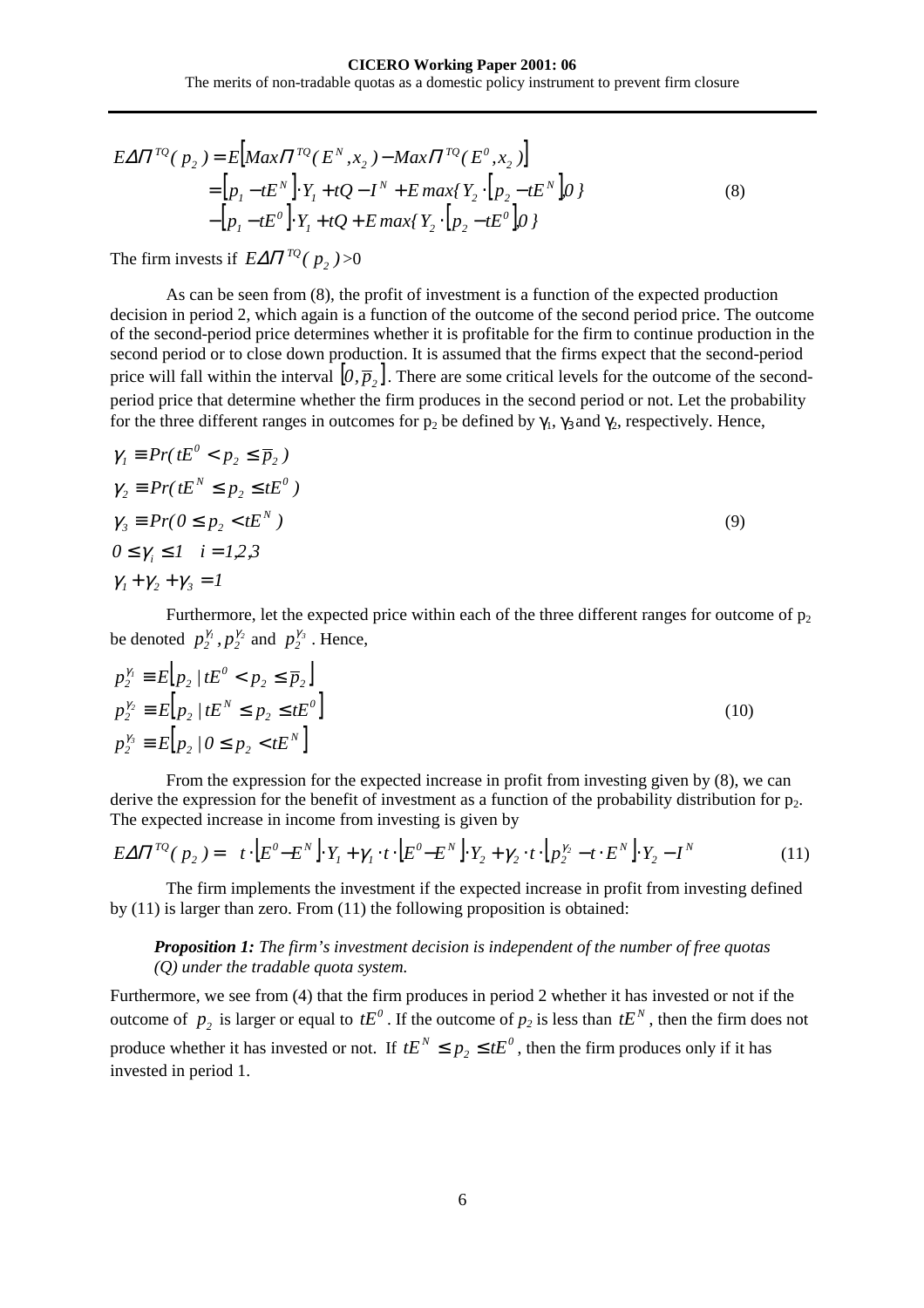$$
\begin{aligned}
E\Delta\Pi^{TQ}(p_2) &= E\left[Max\Pi^{TQ}(E^N, x_2) - Max\Pi^{TQ}(E^0, x_2)\right] \\
&= \left[p_1 - tE^N\right]\cdot Y_1 + tQ - I^N + E\,max\{Y_2 \cdot \left[p_2 - tE^N\right], 0\} \\
&\quad - \left[p_1 - tE^0\right]\cdot Y_1 + tQ + E\,max\{Y_2 \cdot \left[p_2 - tE^0\right], 0\}
\end{aligned} \tag{8}
$$

The firm invests if $E\Delta\Pi^{TQ}(p_2) > 0$

As can be seen from (8), the profit of investment is a function of the expected production decision in period 2, which again is a function of the outcome of the second period price. The outcome of the second-period price determines whether it is profitable for the firm to continue production in the second period or to close down production. It is assumed that the firms expect that the second-period price will fall within the interval $\left[0, \overline{p}_2\right]$. There are some critical levels for the outcome of the second-period price that determine whether the firm produces in the second period or not. Let the probability for the three different ranges in outcomes for $p_2$ be defined by $\gamma_1$, $\gamma_3$ and $\gamma_2$, respectively. Hence,

$$
\begin{aligned}
&\gamma_1 \equiv Pr(tE^0 < p_2 \leq \overline{p}_2) \\
&\gamma_2 \equiv Pr(tE^N \leq p_2 \leq tE^0) \\
&\gamma_3 \equiv Pr(0 \leq p_2 < tE^N) \\
&0 \leq \gamma_i \leq 1 \quad i = 1,2,3 \\
&\gamma_1 + \gamma_2 + \gamma_3 = 1
\end{aligned} \tag{9}
$$

Furthermore, let the expected price within each of the three different ranges for outcome of $p_2$ be denoted $p_2^{\gamma_1}, p_2^{\gamma_2}$ and $p_2^{\gamma_3}$. Hence,

$$
\begin{aligned}
p_2^{\gamma_1} &\equiv E\left[p_2 \mid tE^0 < p_2 \leq \overline{p}_2\right] \\
p_2^{\gamma_2} &\equiv E\left[p_2 \mid tE^N \leq p_2 \leq tE^0\right] \\
p_2^{\gamma_3} &\equiv E\left[p_2 \mid 0 \leq p_2 < tE^N\right]
\end{aligned} \tag{10}
$$

From the expression for the expected increase in profit from investing given by (8), we can derive the expression for the benefit of investment as a function of the probability distribution for $p_2$. The expected increase in income from investing is given by

$$
E\Delta\Pi^{TQ}(p_2) = t\cdot\left[E^0 - E^N\right]\cdot Y_1 + \gamma_1 \cdot t \cdot \left[E^0 - E^N\right]\cdot Y_2 + \gamma_2 \cdot t \cdot \left[p_2^{\gamma_2} - t \cdot E^N\right]\cdot Y_2 - I^N \tag{11}
$$

The firm implements the investment if the expected increase in profit from investing defined by (11) is larger than zero. From (11) the following proposition is obtained:

> ***Proposition 1:*** *The firm's investment decision is independent of the number of free quotas (Q) under the tradable quota system.*

Furthermore, we see from (4) that the firm produces in period 2 whether it has invested or not if the outcome of $p_2$ is larger or equal to $tE^0$. If the outcome of $p_2$ is less than $tE^N$, then the firm does not produce whether it has invested or not. If $tE^N \leq p_2 \leq tE^0$, then the firm produces only if it has invested in period 1.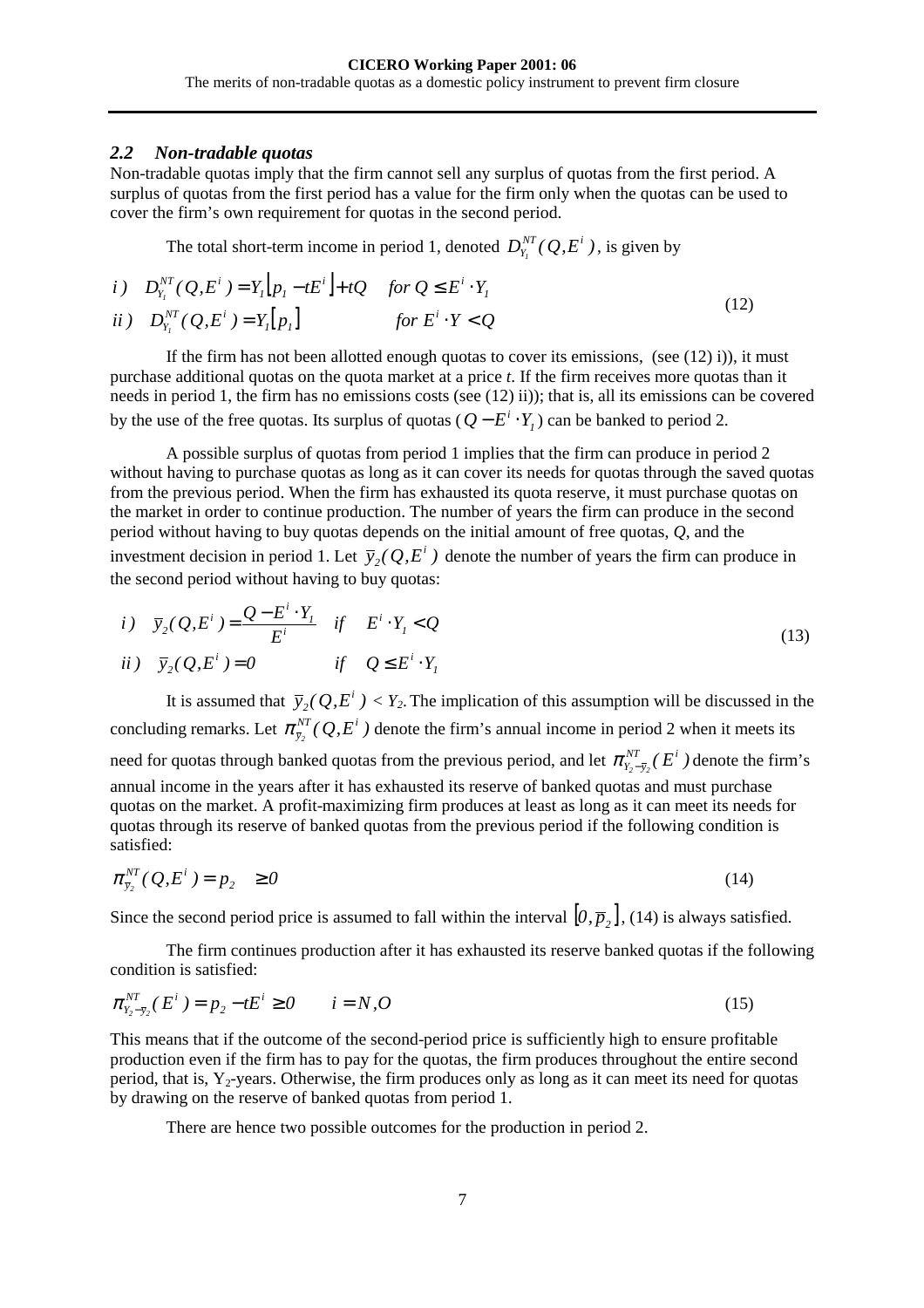## 2.2 Non-tradable quotas

Non-tradable quotas imply that the firm cannot sell any surplus of quotas from the first period. A surplus of quotas from the first period has a value for the firm only when the quotas can be used to cover the firm's own requirement for quotas in the second period.

The total short-term income in period 1, denoted $D_{Y_1}^{NT}(Q,E^i)$, is given by

$$
\begin{aligned}
&i)\quad D_{Y_1}^{NT}(Q,E^i) = Y_1\left[p_1 - tE^i\right] + tQ \qquad for\ Q \leq E^i \cdot Y_1 \\
&ii)\quad D_{Y_1}^{NT}(Q,E^i) = Y_1\left[p_1\right] \qquad\qquad\qquad for\ E^i \cdot Y < Q
\end{aligned}
\tag{12}
$$

If the firm has not been allotted enough quotas to cover its emissions, (see (12) i)), it must purchase additional quotas on the quota market at a price *t*. If the firm receives more quotas than it needs in period 1, the firm has no emissions costs (see (12) ii)); that is, all its emissions can be covered by the use of the free quotas. Its surplus of quotas ($Q - E^i \cdot Y_1$) can be banked to period 2.

A possible surplus of quotas from period 1 implies that the firm can produce in period 2 without having to purchase quotas as long as it can cover its needs for quotas through the saved quotas from the previous period. When the firm has exhausted its quota reserve, it must purchase quotas on the market in order to continue production. The number of years the firm can produce in the second period without having to buy quotas depends on the initial amount of free quotas, *Q*, and the investment decision in period 1. Let $\bar{y}_2(Q,E^i)$ denote the number of years the firm can produce in the second period without having to buy quotas:

$$
\begin{aligned}
&i)\quad \bar{y}_2(Q,E^i) = \frac{Q - E^i \cdot Y_1}{E^i} \quad if \quad E^i \cdot Y_1 < Q \\
&ii)\quad \bar{y}_2(Q,E^i) = 0 \qquad\qquad\ if \quad Q \leq E^i \cdot Y_1
\end{aligned}
\tag{13}
$$

It is assumed that $\bar{y}_2(Q,E^i) < Y_2$. The implication of this assumption will be discussed in the concluding remarks. Let $\pi_{\bar{y}_2}^{NT}(Q,E^i)$ denote the firm's annual income in period 2 when it meets its need for quotas through banked quotas from the previous period, and let $\pi_{Y_2-\bar{y}_2}^{NT}(E^i)$ denote the firm's annual income in the years after it has exhausted its reserve of banked quotas and must purchase quotas on the market. A profit-maximizing firm produces at least as long as it can meet its needs for quotas through its reserve of banked quotas from the previous period if the following condition is satisfied:

$$
\pi_{\bar{y}_2}^{NT}(Q,E^i) = p_2 \quad \geq 0 \tag{14}
$$

Since the second period price is assumed to fall within the interval $\left[0,\bar{p}_2\right]$, (14) is always satisfied.

The firm continues production after it has exhausted its reserve banked quotas if the following condition is satisfied:

$$
\pi_{Y_2-\bar{y}_2}^{NT}(E^i) = p_2 - tE^i \geq 0 \qquad i = N,O \tag{15}
$$

This means that if the outcome of the second-period price is sufficiently high to ensure profitable production even if the firm has to pay for the quotas, the firm produces throughout the entire second period, that is, $Y_2$-years. Otherwise, the firm produces only as long as it can meet its need for quotas by drawing on the reserve of banked quotas from period 1.

There are hence two possible outcomes for the production in period 2.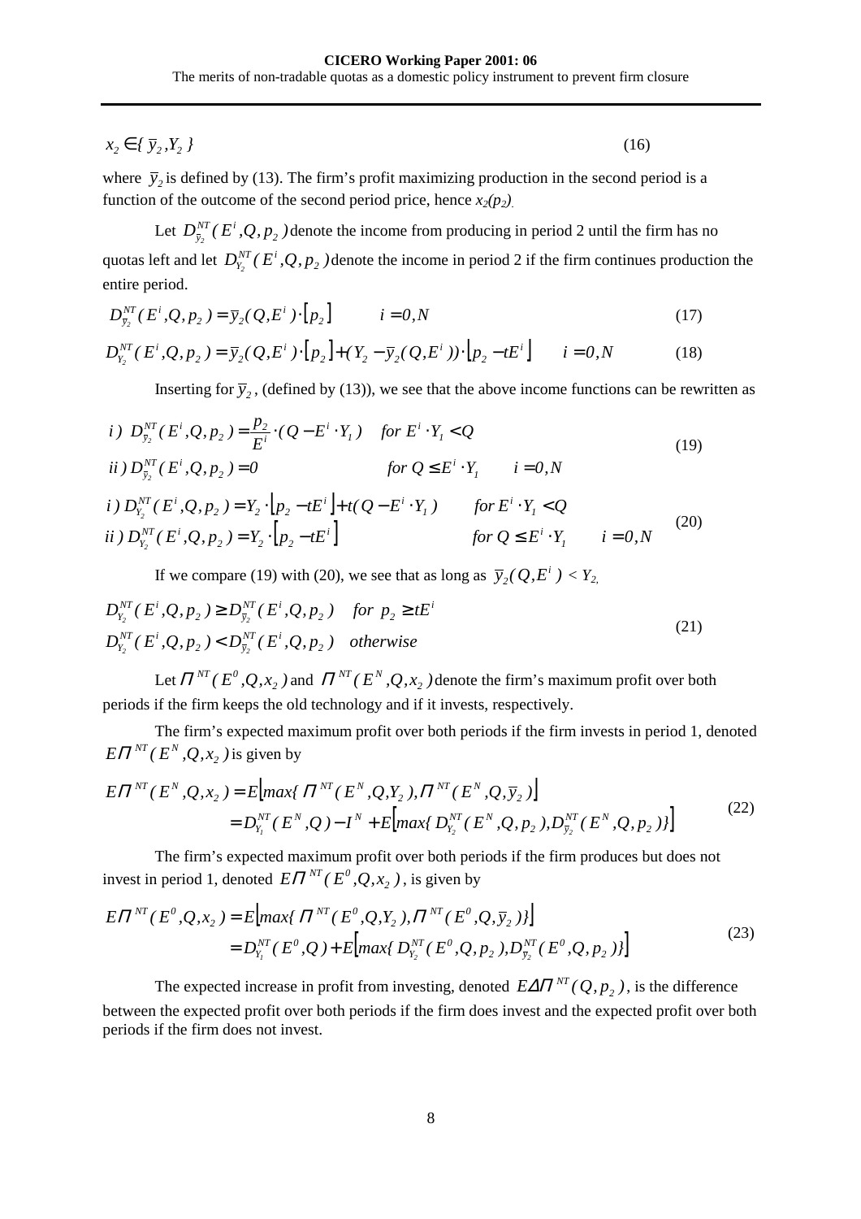$$x_2 \in \{ \bar{y}_2, Y_2 \} \tag{16}$$

where $\bar{y}_2$ is defined by (13). The firm's profit maximizing production in the second period is a function of the outcome of the second period price, hence $x_2(p_2)$.

Let $D^{NT}_{\bar{y}_2}(E^i, Q, p_2)$ denote the income from producing in period 2 until the firm has no quotas left and let $D^{NT}_{Y_2}(E^i, Q, p_2)$ denote the income in period 2 if the firm continues production the entire period.

$$D^{NT}_{\bar{y}_2}(E^i, Q, p_2) = \bar{y}_2(Q, E^i) \cdot [p_2] \qquad i = 0, N \tag{17}$$

$$D^{NT}_{Y_2}(E^i, Q, p_2) = \bar{y}_2(Q, E^i) \cdot [p_2] + (Y_2 - \bar{y}_2(Q, E^i)) \cdot [p_2 - tE^i] \qquad i = 0, N \tag{18}$$

Inserting for $\bar{y}_2$, (defined by (13)), we see that the above income functions can be rewritten as

$$\begin{aligned} &i)\ D^{NT}_{\bar{y}_2}(E^i, Q, p_2) = \frac{p_2}{E^i} \cdot (Q - E^i \cdot Y_1) \quad \text{for } E^i \cdot Y_1 < Q \\ &ii)\ D^{NT}_{\bar{y}_2}(E^i, Q, p_2) = 0 \qquad\qquad\qquad \text{for } Q \le E^i \cdot Y_1 \qquad i = 0, N \end{aligned} \tag{19}$$

$$\begin{aligned} &i)\ D^{NT}_{Y_2}(E^i, Q, p_2) = Y_2 \cdot [p_2 - tE^i] + t(Q - E^i \cdot Y_1) \qquad \text{for } E^i \cdot Y_1 < Q \\ &ii)\ D^{NT}_{Y_2}(E^i, Q, p_2) = Y_2 \cdot [p_2 - tE^i] \qquad\qquad\qquad \text{for } Q \le E^i \cdot Y_1 \qquad i = 0, N \end{aligned} \tag{20}$$

If we compare (19) with (20), we see that as long as $\bar{y}_2(Q, E^i) < Y_2$,

$$\begin{aligned} &D^{NT}_{Y_2}(E^i, Q, p_2) \ge D^{NT}_{\bar{y}_2}(E^i, Q, p_2) \quad \text{for } p_2 \ge tE^i \\ &D^{NT}_{Y_2}(E^i, Q, p_2) < D^{NT}_{\bar{y}_2}(E^i, Q, p_2) \quad \text{otherwise} \end{aligned} \tag{21}$$

Let $\Pi^{NT}(E^0, Q, x_2)$ and $\Pi^{NT}(E^N, Q, x_2)$ denote the firm's maximum profit over both periods if the firm keeps the old technology and if it invests, respectively.

The firm's expected maximum profit over both periods if the firm invests in period 1, denoted $E\Pi^{NT}(E^N, Q, x_2)$ is given by

$$\begin{aligned} E\Pi^{NT}(E^N, Q, x_2) &= E\left[ \max\{ \Pi^{NT}(E^N, Q, Y_2), \Pi^{NT}(E^N, Q, \bar{y}_2) \right] \\ &= D^{NT}_{Y_1}(E^N, Q) - I^N + E\left[ \max\{ D^{NT}_{Y_2}(E^N, Q, p_2), D^{NT}_{\bar{y}_2}(E^N, Q, p_2) \} \right] \end{aligned} \tag{22}$$

The firm's expected maximum profit over both periods if the firm produces but does not invest in period 1, denoted $E\Pi^{NT}(E^0, Q, x_2)$, is given by

$$\begin{aligned} E\Pi^{NT}(E^0, Q, x_2) &= E\left[ \max\{ \Pi^{NT}(E^0, Q, Y_2), \Pi^{NT}(E^0, Q, \bar{y}_2) \} \right] \\ &= D^{NT}_{Y_1}(E^0, Q) + E\left[ \max\{ D^{NT}_{Y_2}(E^0, Q, p_2), D^{NT}_{\bar{y}_2}(E^0, Q, p_2) \} \right] \end{aligned} \tag{23}$$

The expected increase in profit from investing, denoted $E\Delta\Pi^{NT}(Q, p_2)$, is the difference between the expected profit over both periods if the firm does invest and the expected profit over both periods if the firm does not invest.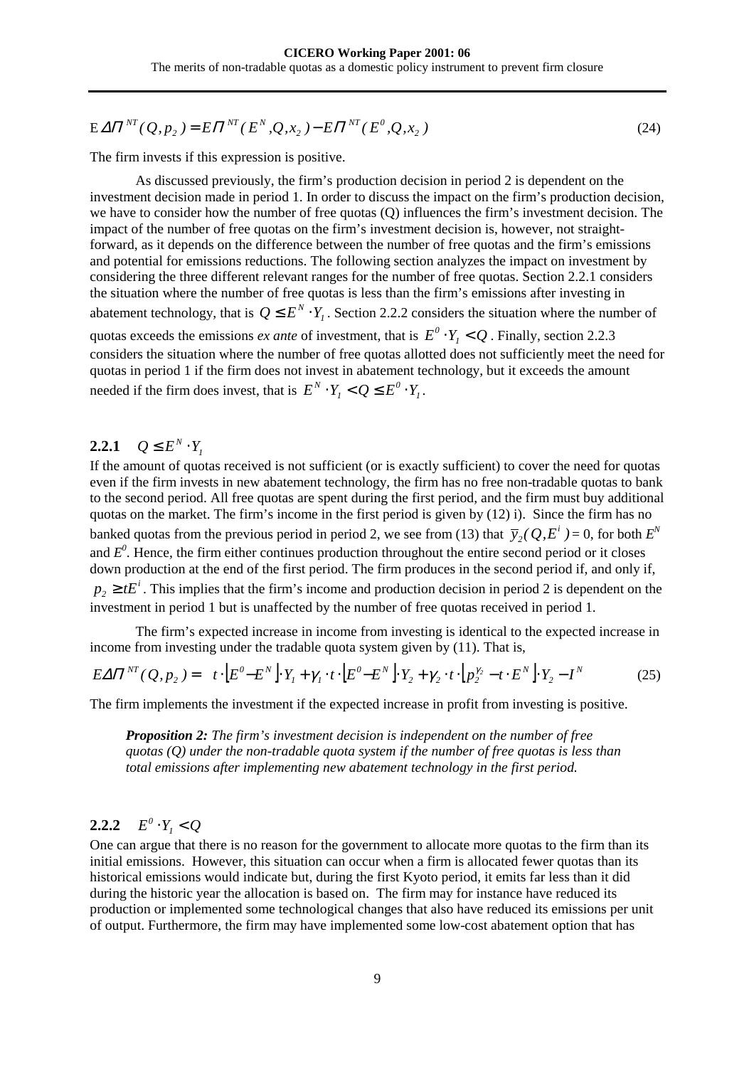$$E\Delta\Pi^{NT}(Q,p_2) = E\Pi^{NT}(E^N,Q,x_2) - E\Pi^{NT}(E^0,Q,x_2) \tag{24}$$

The firm invests if this expression is positive.

As discussed previously, the firm's production decision in period 2 is dependent on the investment decision made in period 1. In order to discuss the impact on the firm's production decision, we have to consider how the number of free quotas (Q) influences the firm's investment decision. The impact of the number of free quotas on the firm's investment decision is, however, not straight-forward, as it depends on the difference between the number of free quotas and the firm's emissions and potential for emissions reductions. The following section analyzes the impact on investment by considering the three different relevant ranges for the number of free quotas. Section 2.2.1 considers the situation where the number of free quotas is less than the firm's emissions after investing in abatement technology, that is $Q \leq E^N \cdot Y_1$. Section 2.2.2 considers the situation where the number of quotas exceeds the emissions *ex ante* of investment, that is $E^0 \cdot Y_1 < Q$. Finally, section 2.2.3 considers the situation where the number of free quotas allotted does not sufficiently meet the need for quotas in period 1 if the firm does not invest in abatement technology, but it exceeds the amount needed if the firm does invest, that is $E^N \cdot Y_1 < Q \leq E^0 \cdot Y_1$.

### 2.2.1 $Q \leq E^N \cdot Y_1$

If the amount of quotas received is not sufficient (or is exactly sufficient) to cover the need for quotas even if the firm invests in new abatement technology, the firm has no free non-tradable quotas to bank to the second period. All free quotas are spent during the first period, and the firm must buy additional quotas on the market. The firm's income in the first period is given by (12) i). Since the firm has no banked quotas from the previous period in period 2, we see from (13) that $\bar{y}_2(Q,E^i) = 0$, for both $E^N$ and $E^0$. Hence, the firm either continues production throughout the entire second period or it closes down production at the end of the first period. The firm produces in the second period if, and only if, $p_2 \geq tE^i$. This implies that the firm's income and production decision in period 2 is dependent on the investment in period 1 but is unaffected by the number of free quotas received in period 1.

The firm's expected increase in income from investing is identical to the expected increase in income from investing under the tradable quota system given by (11). That is,

$$E\Delta\Pi^{NT}(Q,p_2) = t \cdot \left[E^0 - E^N\right] \cdot Y_1 + \gamma_1 \cdot t \cdot \left[E^0 - E^N\right] \cdot Y_2 + \gamma_2 \cdot t \cdot \left[p_2^{\gamma_2} - t \cdot E^N\right] \cdot Y_2 - I^N \tag{25}$$

The firm implements the investment if the expected increase in profit from investing is positive.

> ***Proposition 2:*** *The firm's investment decision is independent on the number of free quotas (Q) under the non-tradable quota system if the number of free quotas is less than total emissions after implementing new abatement technology in the first period.*

### 2.2.2 $E^0 \cdot Y_1 < Q$

One can argue that there is no reason for the government to allocate more quotas to the firm than its initial emissions. However, this situation can occur when a firm is allocated fewer quotas than its historical emissions would indicate but, during the first Kyoto period, it emits far less than it did during the historic year the allocation is based on. The firm may for instance have reduced its production or implemented some technological changes that also have reduced its emissions per unit of output. Furthermore, the firm may have implemented some low-cost abatement option that has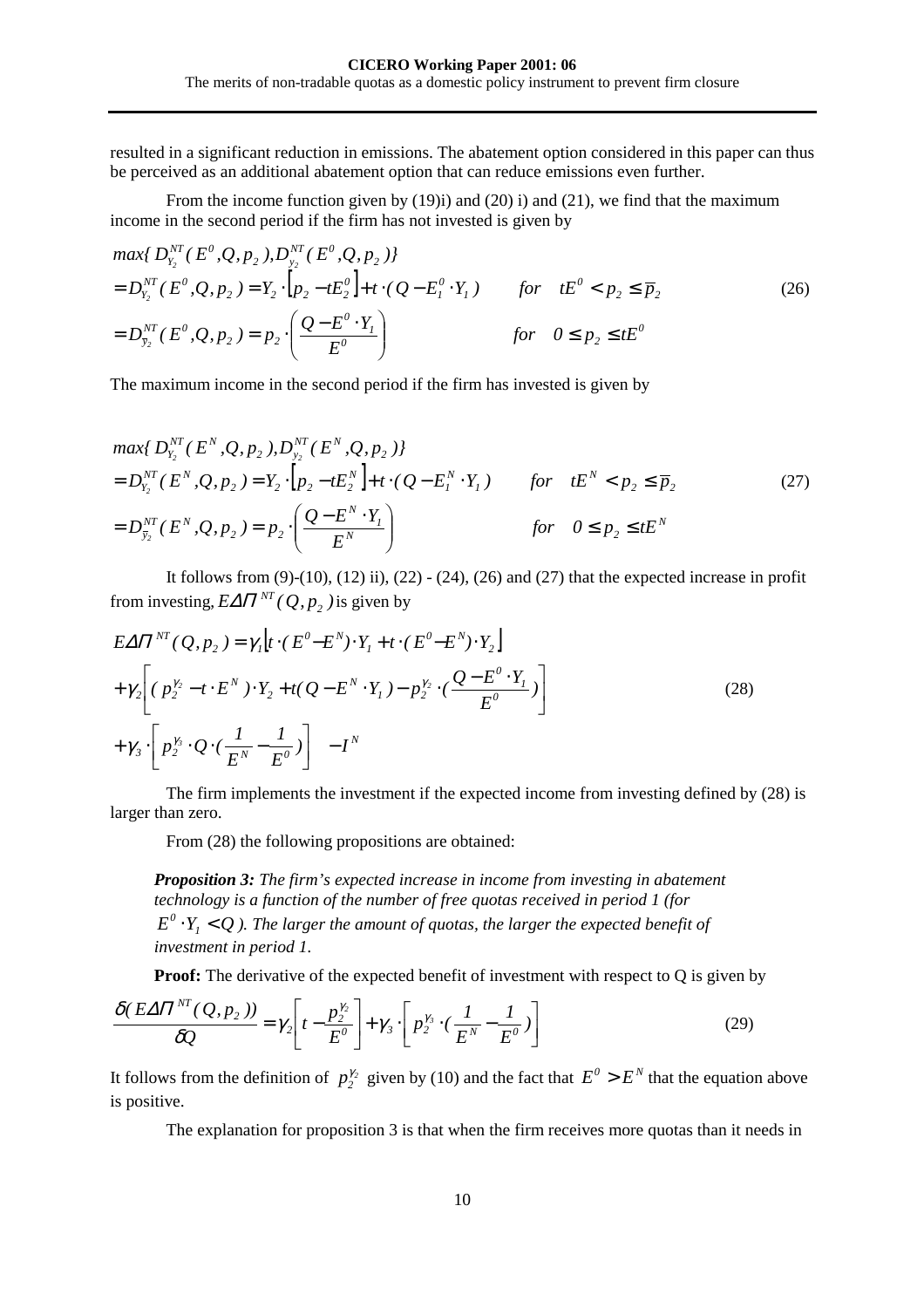resulted in a significant reduction in emissions. The abatement option considered in this paper can thus be perceived as an additional abatement option that can reduce emissions even further.

From the income function given by (19)i) and (20) i) and (21), we find that the maximum income in the second period if the firm has not invested is given by

$$
\begin{aligned}
& max\{ D_{Y_2}^{NT}( E^0 ,Q, p_2 ), D_{y_2}^{NT}( E^0 ,Q, p_2 )\} \\
& = D_{Y_2}^{NT}( E^0 ,Q, p_2 ) = Y_2 \cdot \left[ p_2 - tE_2^0 \right] + t \cdot ( Q - E_1^0 \cdot Y_1 ) \qquad for \quad tE^0 < p_2 \leq \overline{p}_2 \\
& = D_{\overline{y}_2}^{NT}( E^0 ,Q, p_2 ) = p_2 \cdot \left( \frac{Q - E^0 \cdot Y_1}{E^0} \right) \qquad for \quad 0 \leq p_2 \leq tE^0
\end{aligned} \tag{26}
$$

The maximum income in the second period if the firm has invested is given by

$$
\begin{aligned}
& max\{ D_{Y_2}^{NT}( E^N ,Q, p_2 ), D_{y_2}^{NT}( E^N ,Q, p_2 )\} \\
& = D_{Y_2}^{NT}( E^N ,Q, p_2 ) = Y_2 \cdot \left[ p_2 - tE_2^N \right] + t \cdot ( Q - E_1^N \cdot Y_1 ) \qquad for \quad tE^N < p_2 \leq \overline{p}_2 \\
& = D_{\overline{y}_2}^{NT}( E^N ,Q, p_2 ) = p_2 \cdot \left( \frac{Q - E^N \cdot Y_1}{E^N} \right) \qquad for \quad 0 \leq p_2 \leq tE^N
\end{aligned} \tag{27}
$$

It follows from (9)-(10), (12) ii), (22) - (24), (26) and (27) that the expected increase in profit from investing, $E\Delta\Pi^{NT}(Q, p_2)$ is given by

$$
\begin{aligned}
& E\Delta\Pi^{NT}(Q, p_2) = \gamma_1 \left[ t \cdot (E^0 - E^N) \cdot Y_1 + t \cdot (E^0 - E^N) \cdot Y_2 \right] \\
& + \gamma_2 \left[ ( p_2^{\gamma_2} - t \cdot E^N ) \cdot Y_2 + t( Q - E^N \cdot Y_1 ) - p_2^{\gamma_2} \cdot ( \frac{Q - E^0 \cdot Y_1}{E^0} ) \right] \\
& + \gamma_3 \cdot \left[ p_2^{\gamma_3} \cdot Q \cdot ( \frac{1}{E^N} - \frac{1}{E^0} ) \right] \quad - I^N
\end{aligned} \tag{28}
$$

The firm implements the investment if the expected income from investing defined by (28) is larger than zero.

From (28) the following propositions are obtained:

***Proposition 3:*** *The firm's expected increase in income from investing in abatement technology is a function of the number of free quotas received in period 1 (for $E^0 \cdot Y_1 < Q$ ). The larger the amount of quotas, the larger the expected benefit of investment in period 1.*

**Proof:** The derivative of the expected benefit of investment with respect to Q is given by

$$
\frac{\delta( E\Delta\Pi^{NT}(Q, p_2))}{\delta Q} = \gamma_2 \left[ t - \frac{p_2^{\gamma_2}}{E^0} \right] + \gamma_3 \cdot \left[ p_2^{\gamma_3} \cdot ( \frac{1}{E^N} - \frac{1}{E^0} ) \right] \tag{29}
$$

It follows from the definition of $p_2^{\gamma_2}$ given by (10) and the fact that $E^0 > E^N$ that the equation above is positive.

The explanation for proposition 3 is that when the firm receives more quotas than it needs in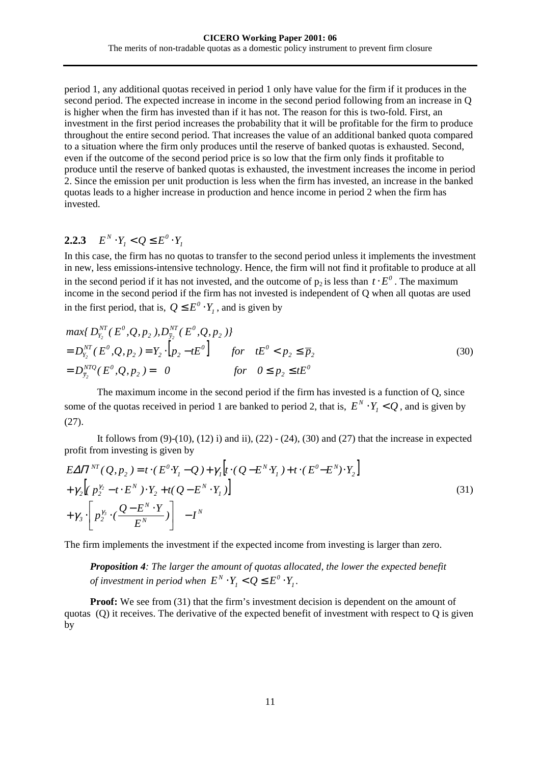period 1, any additional quotas received in period 1 only have value for the firm if it produces in the second period. The expected increase in income in the second period following from an increase in Q is higher when the firm has invested than if it has not. The reason for this is two-fold. First, an investment in the first period increases the probability that it will be profitable for the firm to produce throughout the entire second period. That increases the value of an additional banked quota compared to a situation where the firm only produces until the reserve of banked quotas is exhausted. Second, even if the outcome of the second period price is so low that the firm only finds it profitable to produce until the reserve of banked quotas is exhausted, the investment increases the income in period 2. Since the emission per unit production is less when the firm has invested, an increase in the banked quotas leads to a higher increase in production and hence income in period 2 when the firm has invested.

### 2.2.3 $E^N \cdot Y_1 < Q \leq E^0 \cdot Y_1$

In this case, the firm has no quotas to transfer to the second period unless it implements the investment in new, less emissions-intensive technology. Hence, the firm will not find it profitable to produce at all in the second period if it has not invested, and the outcome of $p_2$ is less than $t \cdot E^0$. The maximum income in the second period if the firm has not invested is independent of Q when all quotas are used in the first period, that is, $Q \leq E^0 \cdot Y_1$, and is given by

$$
\begin{aligned}
& max\{ D_{Y_2}^{NT}(E^0, Q, p_2), D_{\bar{y}_2}^{NT}(E^0, Q, p_2)\} \\
& = D_{Y_2}^{NT}(E^0, Q, p_2) = Y_2 \cdot \left[ p_2 - tE^0 \right] \qquad for \quad tE^0 < p_2 \leq \bar{p}_2 \\
& = D_{\bar{y}_2}^{NTQ}(E^0, Q, p_2) = \ 0 \qquad\qquad\qquad\quad for \quad 0 \leq p_2 \leq tE^0
\end{aligned} \tag{30}
$$

The maximum income in the second period if the firm has invested is a function of Q, since some of the quotas received in period 1 are banked to period 2, that is, $E^N \cdot Y_1 < Q$, and is given by (27).

It follows from (9)-(10), (12) i) and ii), (22) - (24), (30) and (27) that the increase in expected profit from investing is given by

$$
\begin{aligned}
& E\Delta\Pi^{NT}(Q, p_2) = t \cdot (E^0 \cdot Y_1 - Q) + \gamma_1 \left[ t \cdot (Q - E^N \cdot Y_1) + t \cdot (E^0 - E^N) \cdot Y_2 \right] \\
& + \gamma_2 \left[ (p_2^{\gamma_2} - t \cdot E^N) \cdot Y_2 + t(Q - E^N \cdot Y_1) \right] \\
& + \gamma_3 \cdot \left[ p_2^{\gamma_3} \cdot (\frac{Q - E^N \cdot Y}{E^N}) \right] \quad - I^N
\end{aligned} \tag{31}
$$

The firm implements the investment if the expected income from investing is larger than zero.

> ***Proposition 4**: The larger the amount of quotas allocated, the lower the expected benefit of investment in period when $E^N \cdot Y_1 < Q \leq E^0 \cdot Y_1$.*

**Proof:** We see from (31) that the firm's investment decision is dependent on the amount of quotas (Q) it receives. The derivative of the expected benefit of investment with respect to Q is given by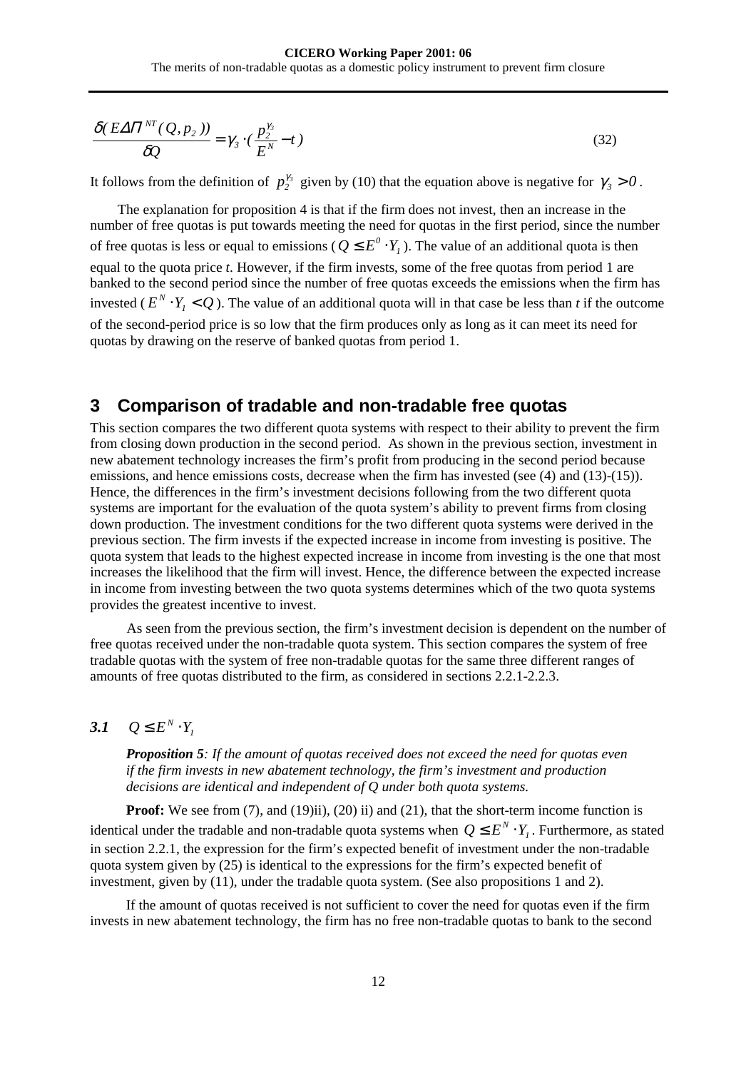$$\frac{\delta(E\Delta\Pi^{NT}(Q,p_2))}{\delta Q} = \gamma_3 \cdot (\frac{p_2^{\gamma_3}}{E^N} - t) \tag{32}$$

It follows from the definition of $p_2^{\gamma_3}$ given by (10) that the equation above is negative for $\gamma_3 > 0$.

The explanation for proposition 4 is that if the firm does not invest, then an increase in the number of free quotas is put towards meeting the need for quotas in the first period, since the number of free quotas is less or equal to emissions ($Q \leq E^0 \cdot Y_1$). The value of an additional quota is then equal to the quota price *t*. However, if the firm invests, some of the free quotas from period 1 are banked to the second period since the number of free quotas exceeds the emissions when the firm has invested ($E^N \cdot Y_1 < Q$). The value of an additional quota will in that case be less than *t* if the outcome of the second-period price is so low that the firm produces only as long as it can meet its need for quotas by drawing on the reserve of banked quotas from period 1.

# 3 Comparison of tradable and non-tradable free quotas

This section compares the two different quota systems with respect to their ability to prevent the firm from closing down production in the second period. As shown in the previous section, investment in new abatement technology increases the firm's profit from producing in the second period because emissions, and hence emissions costs, decrease when the firm has invested (see (4) and (13)-(15)). Hence, the differences in the firm's investment decisions following from the two different quota systems are important for the evaluation of the quota system's ability to prevent firms from closing down production. The investment conditions for the two different quota systems were derived in the previous section. The firm invests if the expected increase in income from investing is positive. The quota system that leads to the highest expected increase in income from investing is the one that most increases the likelihood that the firm will invest. Hence, the difference between the expected increase in income from investing between the two quota systems determines which of the two quota systems provides the greatest incentive to invest.

As seen from the previous section, the firm's investment decision is dependent on the number of free quotas received under the non-tradable quota system. This section compares the system of free tradable quotas with the system of free non-tradable quotas for the same three different ranges of amounts of free quotas distributed to the firm, as considered in sections 2.2.1-2.2.3.

## *3.1* $Q \leq E^N \cdot Y_1$

> ***Proposition 5****: If the amount of quotas received does not exceed the need for quotas even if the firm invests in new abatement technology, the firm's investment and production decisions are identical and independent of Q under both quota systems.*

**Proof:** We see from (7), and (19)ii), (20) ii) and (21), that the short-term income function is identical under the tradable and non-tradable quota systems when $Q \leq E^N \cdot Y_1$. Furthermore, as stated in section 2.2.1, the expression for the firm's expected benefit of investment under the non-tradable quota system given by (25) is identical to the expressions for the firm's expected benefit of investment, given by (11), under the tradable quota system. (See also propositions 1 and 2).

If the amount of quotas received is not sufficient to cover the need for quotas even if the firm invests in new abatement technology, the firm has no free non-tradable quotas to bank to the second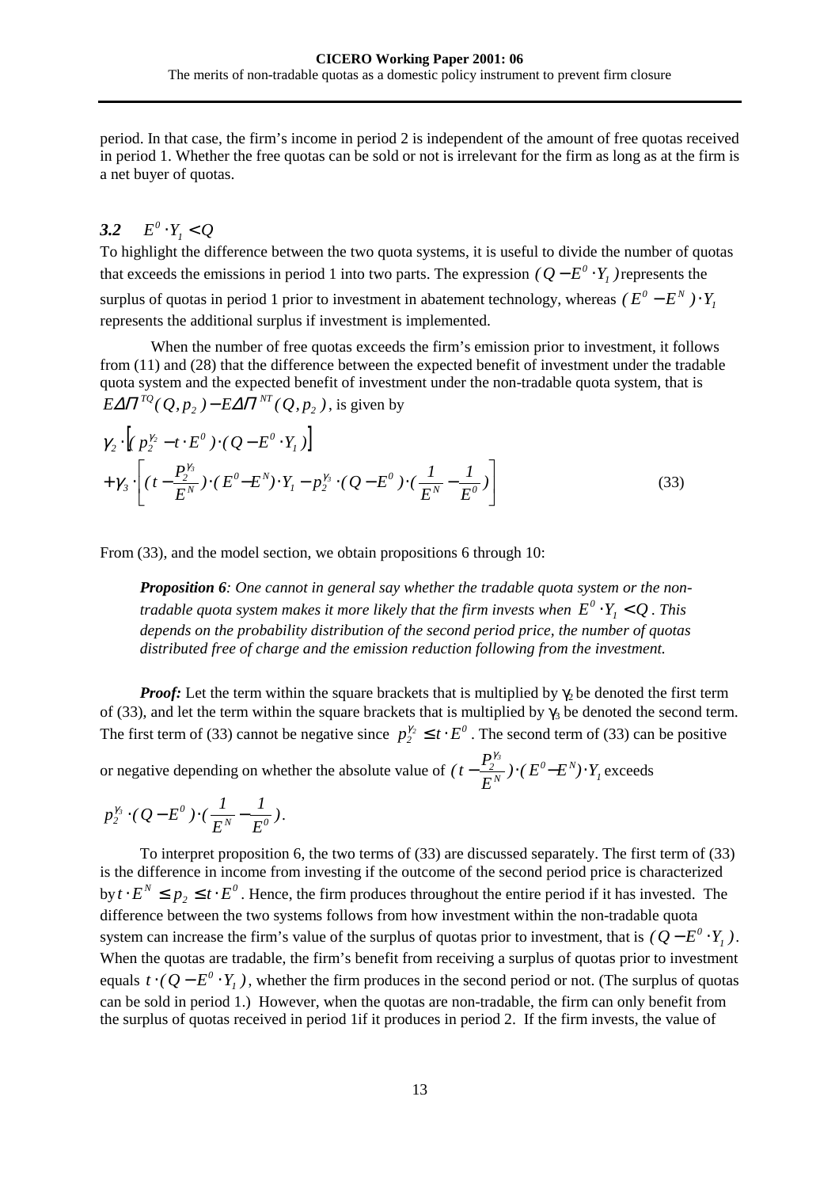period. In that case, the firm's income in period 2 is independent of the amount of free quotas received in period 1. Whether the free quotas can be sold or not is irrelevant for the firm as long as at the firm is a net buyer of quotas.

### 3.2 $E^0 \cdot Y_1 < Q$

To highlight the difference between the two quota systems, it is useful to divide the number of quotas that exceeds the emissions in period 1 into two parts. The expression $(Q - E^0 \cdot Y_1)$ represents the surplus of quotas in period 1 prior to investment in abatement technology, whereas $(E^0 - E^N) \cdot Y_1$ represents the additional surplus if investment is implemented.

When the number of free quotas exceeds the firm's emission prior to investment, it follows from (11) and (28) that the difference between the expected benefit of investment under the tradable quota system and the expected benefit of investment under the non-tradable quota system, that is $E\Delta\Pi^{TQ}(Q, p_2) - E\Delta\Pi^{NT}(Q, p_2)$, is given by

$$\gamma_2 \cdot \left[ (p_2^{\gamma_2} - t \cdot E^0) \cdot (Q - E^0 \cdot Y_1) \right] + \gamma_3 \cdot \left[ (t - \frac{P_2^{\gamma_3}}{E^N}) \cdot (E^0 - E^N) \cdot Y_1 - p_2^{\gamma_3} \cdot (Q - E^0) \cdot (\frac{1}{E^N} - \frac{1}{E^0}) \right] \tag{33}$$

From (33), and the model section, we obtain propositions 6 through 10:

> ***Proposition 6****: One cannot in general say whether the tradable quota system or the non-tradable quota system makes it more likely that the firm invests when $E^0 \cdot Y_1 < Q$. This depends on the probability distribution of the second period price, the number of quotas distributed free of charge and the emission reduction following from the investment.*

***Proof:*** Let the term within the square brackets that is multiplied by $\gamma_2$ be denoted the first term of (33), and let the term within the square brackets that is multiplied by $\gamma_3$ be denoted the second term. The first term of (33) cannot be negative since $p_2^{\gamma_2} \leq t \cdot E^0$. The second term of (33) can be positive or negative depending on whether the absolute value of $(t - \frac{P_2^{\gamma_3}}{E^N}) \cdot (E^0 - E^N) \cdot Y_1$ exceeds $p_2^{\gamma_3} \cdot (Q - E^0) \cdot (\frac{1}{E^N} - \frac{1}{E^0})$.

To interpret proposition 6, the two terms of (33) are discussed separately. The first term of (33) is the difference in income from investing if the outcome of the second period price is characterized by $t \cdot E^N \leq p_2 \leq t \cdot E^0$. Hence, the firm produces throughout the entire period if it has invested. The difference between the two systems follows from how investment within the non-tradable quota system can increase the firm's value of the surplus of quotas prior to investment, that is $(Q - E^0 \cdot Y_1)$. When the quotas are tradable, the firm's benefit from receiving a surplus of quotas prior to investment equals $t \cdot (Q - E^0 \cdot Y_1)$, whether the firm produces in the second period or not. (The surplus of quotas can be sold in period 1.) However, when the quotas are non-tradable, the firm can only benefit from the surplus of quotas received in period 1if it produces in period 2. If the firm invests, the value of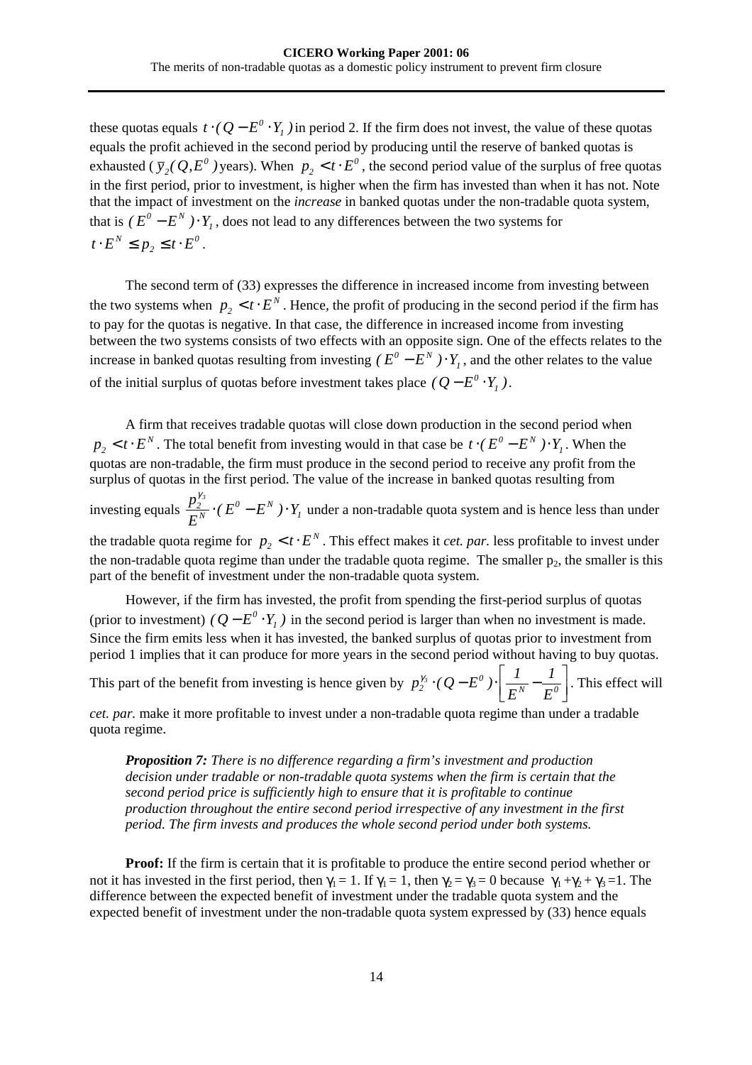these quotas equals $t \cdot (Q - E^0 \cdot Y_1)$ in period 2. If the firm does not invest, the value of these quotas equals the profit achieved in the second period by producing until the reserve of banked quotas is exhausted ($\bar{y}_2(Q, E^0)$ years). When $p_2 < t \cdot E^0$, the second period value of the surplus of free quotas in the first period, prior to investment, is higher when the firm has invested than when it has not. Note that the impact of investment on the *increase* in banked quotas under the non-tradable quota system, that is $(E^0 - E^N) \cdot Y_1$, does not lead to any differences between the two systems for $t \cdot E^N \leq p_2 \leq t \cdot E^0$.

The second term of (33) expresses the difference in increased income from investing between the two systems when $p_2 < t \cdot E^N$. Hence, the profit of producing in the second period if the firm has to pay for the quotas is negative. In that case, the difference in increased income from investing between the two systems consists of two effects with an opposite sign. One of the effects relates to the increase in banked quotas resulting from investing $(E^0 - E^N) \cdot Y_1$, and the other relates to the value of the initial surplus of quotas before investment takes place $(Q - E^0 \cdot Y_1)$.

A firm that receives tradable quotas will close down production in the second period when $p_2 < t \cdot E^N$. The total benefit from investing would in that case be $t \cdot (E^0 - E^N) \cdot Y_1$. When the quotas are non-tradable, the firm must produce in the second period to receive any profit from the surplus of quotas in the first period. The value of the increase in banked quotas resulting from investing equals $\frac{p_2^{\gamma_3}}{E^N} \cdot (E^0 - E^N) \cdot Y_1$ under a non-tradable quota system and is hence less than under the tradable quota regime for $p_2 < t \cdot E^N$. This effect makes it *cet. par.* less profitable to invest under the non-tradable quota regime than under the tradable quota regime. The smaller $p_2$, the smaller is this part of the benefit of investment under the non-tradable quota system.

However, if the firm has invested, the profit from spending the first-period surplus of quotas (prior to investment) $(Q - E^0 \cdot Y_1)$ in the second period is larger than when no investment is made. Since the firm emits less when it has invested, the banked surplus of quotas prior to investment from period 1 implies that it can produce for more years in the second period without having to buy quotas. This part of the benefit from investing is hence given by $p_2^{\gamma_3} \cdot (Q - E^0) \cdot \left[ \frac{1}{E^N} - \frac{1}{E^0} \right]$. This effect will *cet. par.* make it more profitable to invest under a non-tradable quota regime than under a tradable quota regime.

> ***Proposition 7:*** *There is no difference regarding a firm's investment and production decision under tradable or non-tradable quota systems when the firm is certain that the second period price is sufficiently high to ensure that it is profitable to continue production throughout the entire second period irrespective of any investment in the first period. The firm invests and produces the whole second period under both systems.*

**Proof:** If the firm is certain that it is profitable to produce the entire second period whether or not it has invested in the first period, then $\gamma_1 = 1$. If $\gamma_1 = 1$, then $\gamma_2 = \gamma_3 = 0$ because $\gamma_1 + \gamma_2 + \gamma_3 = 1$. The difference between the expected benefit of investment under the tradable quota system and the expected benefit of investment under the non-tradable quota system expressed by (33) hence equals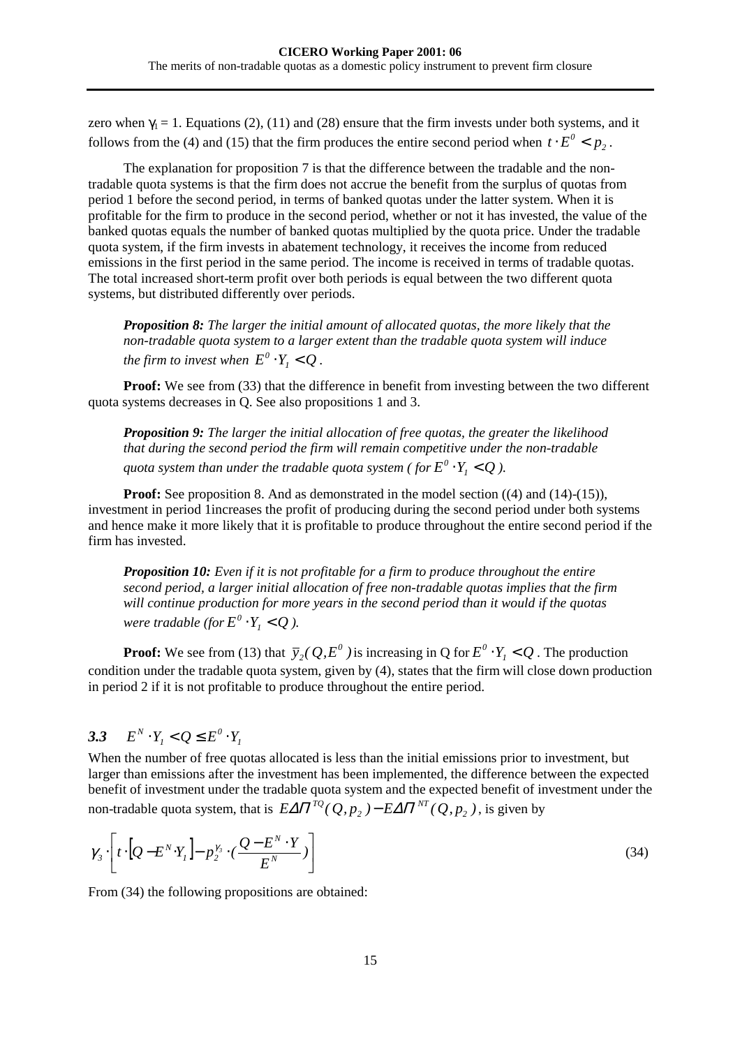zero when $\gamma_1 = 1$. Equations (2), (11) and (28) ensure that the firm invests under both systems, and it follows from the (4) and (15) that the firm produces the entire second period when $t \cdot E^0 < p_2$.

The explanation for proposition 7 is that the difference between the tradable and the non-tradable quota systems is that the firm does not accrue the benefit from the surplus of quotas from period 1 before the second period, in terms of banked quotas under the latter system. When it is profitable for the firm to produce in the second period, whether or not it has invested, the value of the banked quotas equals the number of banked quotas multiplied by the quota price. Under the tradable quota system, if the firm invests in abatement technology, it receives the income from reduced emissions in the first period in the same period. The income is received in terms of tradable quotas. The total increased short-term profit over both periods is equal between the two different quota systems, but distributed differently over periods.

> ***Proposition 8:*** *The larger the initial amount of allocated quotas, the more likely that the non-tradable quota system to a larger extent than the tradable quota system will induce the firm to invest when* $E^0 \cdot Y_1 < Q$.

**Proof:** We see from (33) that the difference in benefit from investing between the two different quota systems decreases in Q. See also propositions 1 and 3.

> ***Proposition 9:*** *The larger the initial allocation of free quotas, the greater the likelihood that during the second period the firm will remain competitive under the non-tradable quota system than under the tradable quota system ( for* $E^0 \cdot Y_1 < Q$ *).*

**Proof:** See proposition 8. And as demonstrated in the model section ((4) and (14)-(15)), investment in period 1increases the profit of producing during the second period under both systems and hence make it more likely that it is profitable to produce throughout the entire second period if the firm has invested.

> ***Proposition 10:*** *Even if it is not profitable for a firm to produce throughout the entire second period, a larger initial allocation of free non-tradable quotas implies that the firm will continue production for more years in the second period than it would if the quotas were tradable (for* $E^0 \cdot Y_1 < Q$ *).*

**Proof:** We see from (13) that $\bar{y}_2(Q, E^0)$ is increasing in Q for $E^0 \cdot Y_1 < Q$. The production condition under the tradable quota system, given by (4), states that the firm will close down production in period 2 if it is not profitable to produce throughout the entire period.

### 3.3 $E^N \cdot Y_1 < Q \leq E^0 \cdot Y_1$

When the number of free quotas allocated is less than the initial emissions prior to investment, but larger than emissions after the investment has been implemented, the difference between the expected benefit of investment under the tradable quota system and the expected benefit of investment under the non-tradable quota system, that is $E\Delta\Pi^{TQ}(Q, p_2) - E\Delta\Pi^{NT}(Q, p_2)$, is given by

$$\gamma_3 \cdot \left[ t \cdot \left[ Q - E^N \cdot Y_1 \right] - p_2^{\gamma_3} \cdot \left( \frac{Q - E^N \cdot Y}{E^N} \right) \right] \tag{34}$$

From (34) the following propositions are obtained: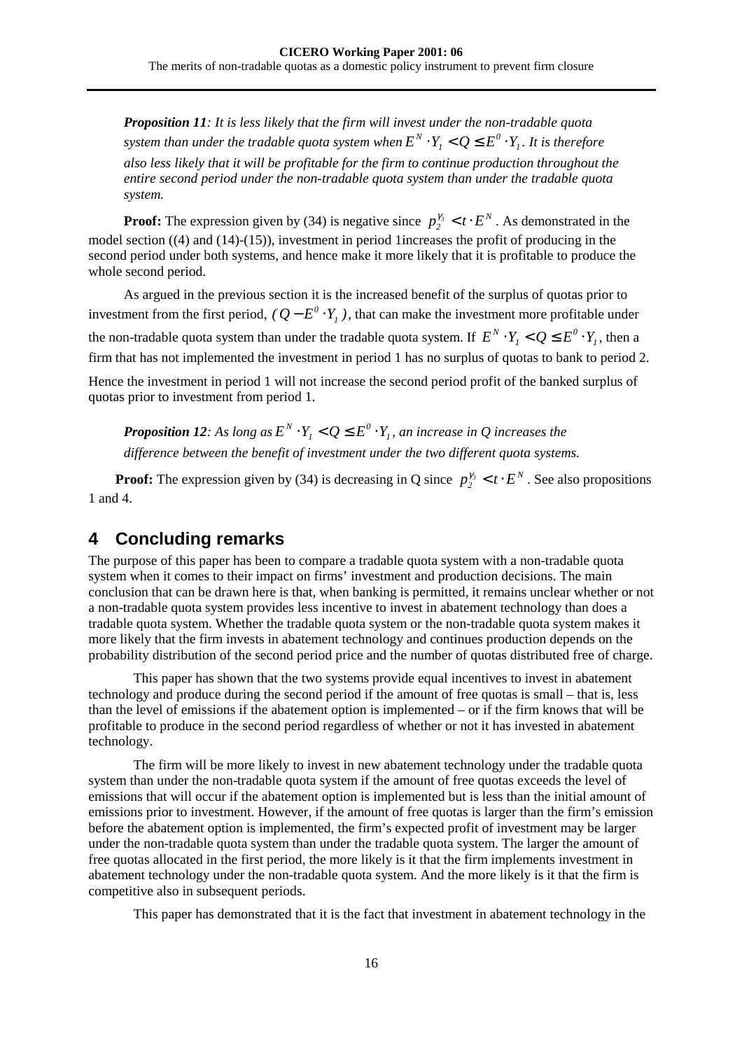***Proposition 11**: It is less likely that the firm will invest under the non-tradable quota system than under the tradable quota system when $E^N \cdot Y_1 < Q \leq E^0 \cdot Y_1$. It is therefore also less likely that it will be profitable for the firm to continue production throughout the entire second period under the non-tradable quota system than under the tradable quota system.*

**Proof:** The expression given by (34) is negative since $p_2^{Y_3} < t \cdot E^N$. As demonstrated in the model section ((4) and (14)-(15)), investment in period 1increases the profit of producing in the second period under both systems, and hence make it more likely that it is profitable to produce the whole second period.

As argued in the previous section it is the increased benefit of the surplus of quotas prior to investment from the first period, $(Q - E^0 \cdot Y_1)$, that can make the investment more profitable under the non-tradable quota system than under the tradable quota system. If $E^N \cdot Y_1 < Q \leq E^0 \cdot Y_1$, then a firm that has not implemented the investment in period 1 has no surplus of quotas to bank to period 2. Hence the investment in period 1 will not increase the second period profit of the banked surplus of quotas prior to investment from period 1.

***Proposition 12**: As long as $E^N \cdot Y_1 < Q \leq E^0 \cdot Y_1$, an increase in Q increases the difference between the benefit of investment under the two different quota systems.*

**Proof:** The expression given by (34) is decreasing in Q since $p_2^{Y_3} < t \cdot E^N$. See also propositions 1 and 4.

# 4 Concluding remarks

The purpose of this paper has been to compare a tradable quota system with a non-tradable quota system when it comes to their impact on firms' investment and production decisions. The main conclusion that can be drawn here is that, when banking is permitted, it remains unclear whether or not a non-tradable quota system provides less incentive to invest in abatement technology than does a tradable quota system. Whether the tradable quota system or the non-tradable quota system makes it more likely that the firm invests in abatement technology and continues production depends on the probability distribution of the second period price and the number of quotas distributed free of charge.

This paper has shown that the two systems provide equal incentives to invest in abatement technology and produce during the second period if the amount of free quotas is small – that is, less than the level of emissions if the abatement option is implemented – or if the firm knows that will be profitable to produce in the second period regardless of whether or not it has invested in abatement technology.

The firm will be more likely to invest in new abatement technology under the tradable quota system than under the non-tradable quota system if the amount of free quotas exceeds the level of emissions that will occur if the abatement option is implemented but is less than the initial amount of emissions prior to investment. However, if the amount of free quotas is larger than the firm's emission before the abatement option is implemented, the firm's expected profit of investment may be larger under the non-tradable quota system than under the tradable quota system. The larger the amount of free quotas allocated in the first period, the more likely is it that the firm implements investment in abatement technology under the non-tradable quota system. And the more likely is it that the firm is competitive also in subsequent periods.

This paper has demonstrated that it is the fact that investment in abatement technology in the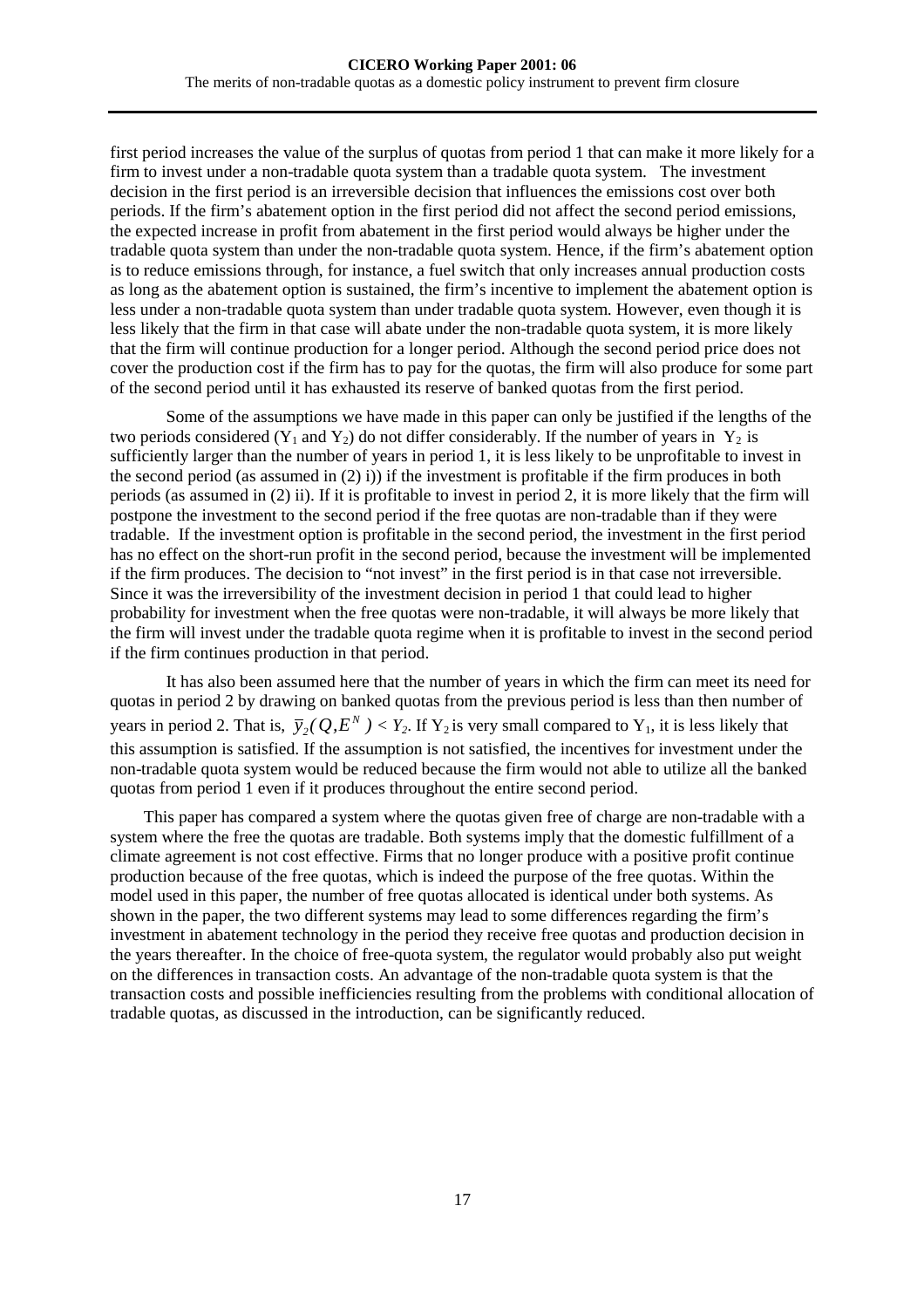first period increases the value of the surplus of quotas from period 1 that can make it more likely for a firm to invest under a non-tradable quota system than a tradable quota system. The investment decision in the first period is an irreversible decision that influences the emissions cost over both periods. If the firm's abatement option in the first period did not affect the second period emissions, the expected increase in profit from abatement in the first period would always be higher under the tradable quota system than under the non-tradable quota system. Hence, if the firm's abatement option is to reduce emissions through, for instance, a fuel switch that only increases annual production costs as long as the abatement option is sustained, the firm's incentive to implement the abatement option is less under a non-tradable quota system than under tradable quota system. However, even though it is less likely that the firm in that case will abate under the non-tradable quota system, it is more likely that the firm will continue production for a longer period. Although the second period price does not cover the production cost if the firm has to pay for the quotas, the firm will also produce for some part of the second period until it has exhausted its reserve of banked quotas from the first period.

Some of the assumptions we have made in this paper can only be justified if the lengths of the two periods considered ($Y_1$ and $Y_2$) do not differ considerably. If the number of years in $Y_2$ is sufficiently larger than the number of years in period 1, it is less likely to be unprofitable to invest in the second period (as assumed in (2) i)) if the investment is profitable if the firm produces in both periods (as assumed in (2) ii). If it is profitable to invest in period 2, it is more likely that the firm will postpone the investment to the second period if the free quotas are non-tradable than if they were tradable. If the investment option is profitable in the second period, the investment in the first period has no effect on the short-run profit in the second period, because the investment will be implemented if the firm produces. The decision to "not invest" in the first period is in that case not irreversible. Since it was the irreversibility of the investment decision in period 1 that could lead to higher probability for investment when the free quotas were non-tradable, it will always be more likely that the firm will invest under the tradable quota regime when it is profitable to invest in the second period if the firm continues production in that period.

It has also been assumed here that the number of years in which the firm can meet its need for quotas in period 2 by drawing on banked quotas from the previous period is less than then number of years in period 2. That is, $\bar{y}_2(Q,E^N) < Y_2$. If $Y_2$ is very small compared to $Y_1$, it is less likely that this assumption is satisfied. If the assumption is not satisfied, the incentives for investment under the non-tradable quota system would be reduced because the firm would not able to utilize all the banked quotas from period 1 even if it produces throughout the entire second period.

This paper has compared a system where the quotas given free of charge are non-tradable with a system where the free the quotas are tradable. Both systems imply that the domestic fulfillment of a climate agreement is not cost effective. Firms that no longer produce with a positive profit continue production because of the free quotas, which is indeed the purpose of the free quotas. Within the model used in this paper, the number of free quotas allocated is identical under both systems. As shown in the paper, the two different systems may lead to some differences regarding the firm's investment in abatement technology in the period they receive free quotas and production decision in the years thereafter. In the choice of free-quota system, the regulator would probably also put weight on the differences in transaction costs. An advantage of the non-tradable quota system is that the transaction costs and possible inefficiencies resulting from the problems with conditional allocation of tradable quotas, as discussed in the introduction, can be significantly reduced.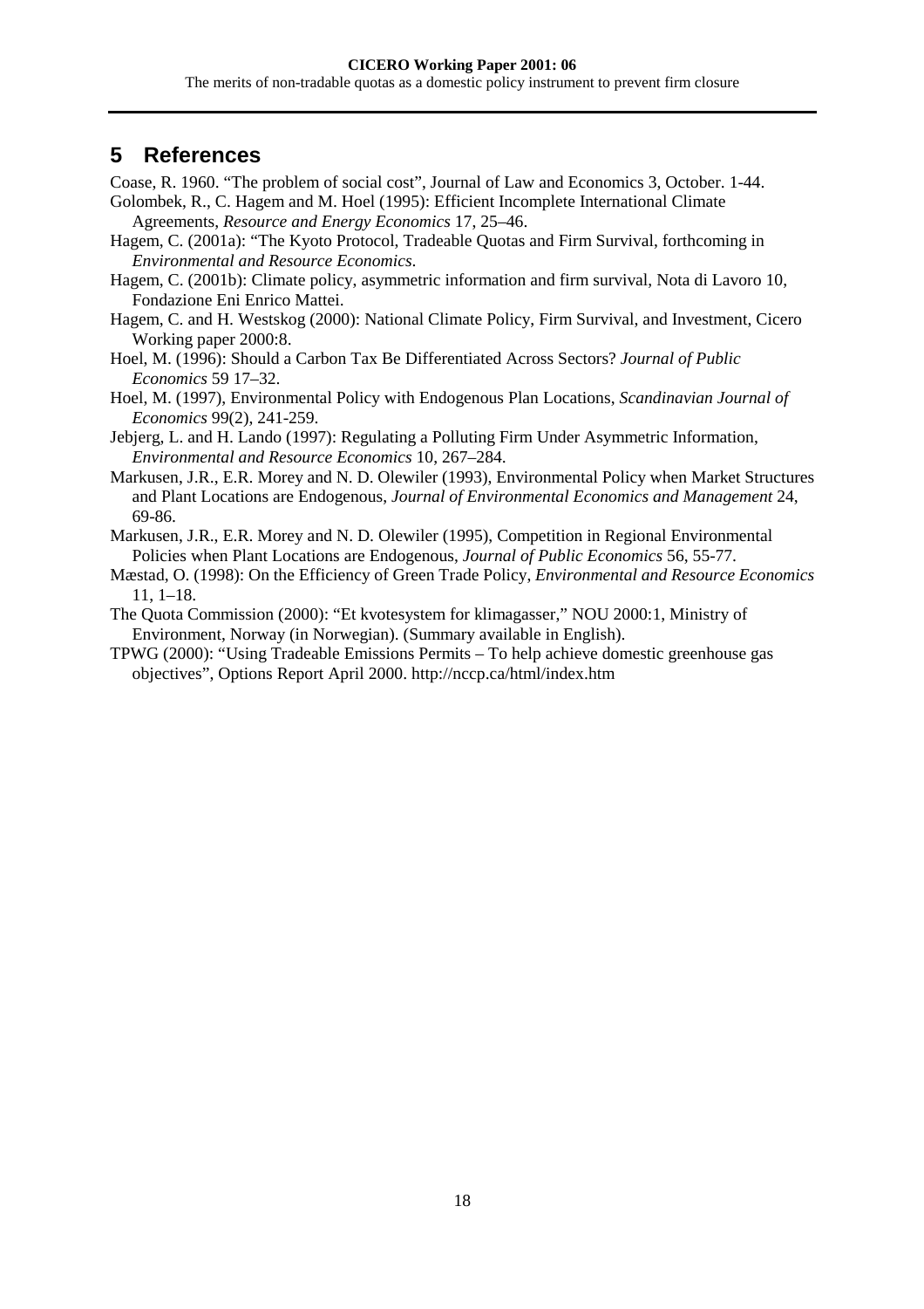# 5 References

Coase, R. 1960. "The problem of social cost", Journal of Law and Economics 3, October. 1-44.

Golombek, R., C. Hagem and M. Hoel (1995): Efficient Incomplete International Climate Agreements, *Resource and Energy Economics* 17, 25–46.

Hagem, C. (2001a): "The Kyoto Protocol, Tradeable Quotas and Firm Survival, forthcoming in *Environmental and Resource Economics*.

Hagem, C. (2001b): Climate policy, asymmetric information and firm survival, Nota di Lavoro 10, Fondazione Eni Enrico Mattei.

Hagem, C. and H. Westskog (2000): National Climate Policy, Firm Survival, and Investment, Cicero Working paper 2000:8.

Hoel, M. (1996): Should a Carbon Tax Be Differentiated Across Sectors? *Journal of Public Economics* 59 17–32.

Hoel, M. (1997), Environmental Policy with Endogenous Plan Locations, *Scandinavian Journal of Economics* 99(2), 241-259.

Jebjerg, L. and H. Lando (1997): Regulating a Polluting Firm Under Asymmetric Information, *Environmental and Resource Economics* 10, 267–284.

Markusen, J.R., E.R. Morey and N. D. Olewiler (1993), Environmental Policy when Market Structures and Plant Locations are Endogenous, *Journal of Environmental Economics and Management* 24, 69-86.

Markusen, J.R., E.R. Morey and N. D. Olewiler (1995), Competition in Regional Environmental Policies when Plant Locations are Endogenous, *Journal of Public Economics* 56, 55-77.

Mæstad, O. (1998): On the Efficiency of Green Trade Policy, *Environmental and Resource Economics* 11, 1–18.

The Quota Commission (2000): "Et kvotesystem for klimagasser," NOU 2000:1, Ministry of Environment, Norway (in Norwegian). (Summary available in English).

TPWG (2000): "Using Tradeable Emissions Permits – To help achieve domestic greenhouse gas objectives", Options Report April 2000. http://nccp.ca/html/index.htm